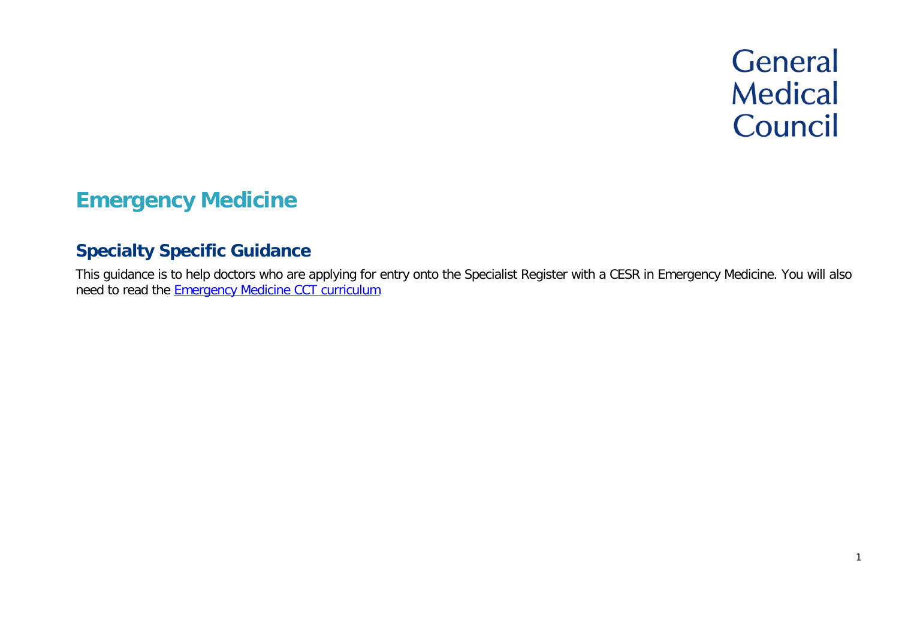General Medical Council

# Emergency Medicine

## Specialty Specific Guidance

This guidance is to help doctors who are applying for entry onto the Specialist Register with a CESR in Emergency Medicine. You will also need to read the [Emergency Medicine CCT curriculum]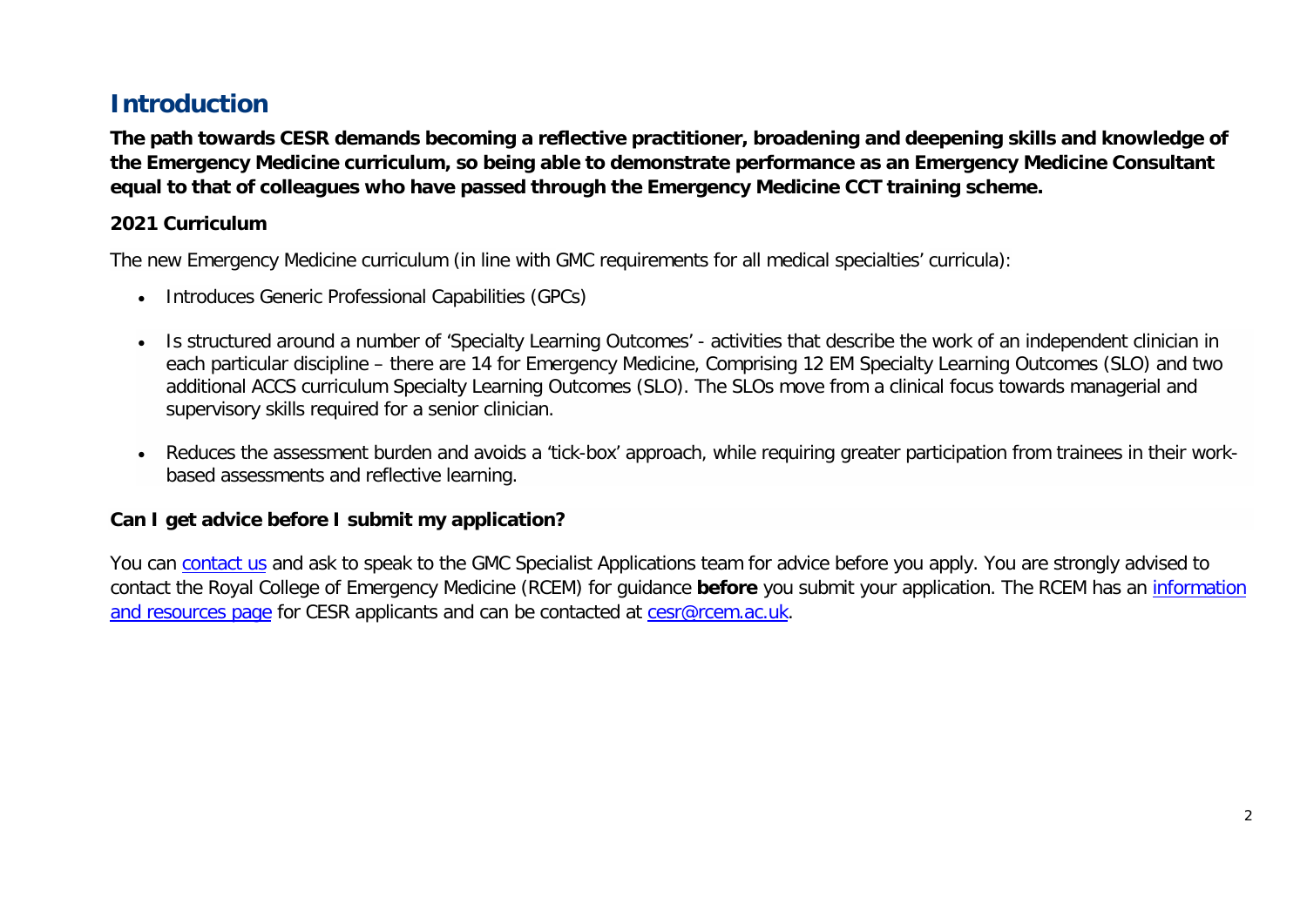# Introduction

**The path towards CESR demands becoming a reflective practitioner, broadening and deepening skills and knowledge of the Emergency Medicine curriculum, so being able to demonstrate performance as an Emergency Medicine Consultant equal to that of colleagues who have passed through the Emergency Medicine CCT training scheme.**

### 2021 Curriculum

The new Emergency Medicine curriculum (in line with GMC requirements for all medical specialties' curricula):

- Introduces Generic Professional Capabilities (GPCs)
- Is structured around a number of 'Specialty Learning Outcomes' - activities that describe the work of an independent clinician in each particular discipline – there are 14 for Emergency Medicine, Comprising 12 EM Specialty Learning Outcomes (SLO) and two additional ACCS curriculum Specialty Learning Outcomes (SLO). The SLOs move from a clinical focus towards managerial and supervisory skills required for a senior clinician.
- Reduces the assessment burden and avoids a 'tick-box' approach, while requiring greater participation from trainees in their work-based assessments and reflective learning.

### Can I get advice before I submit my application?

You can contact us and ask to speak to the GMC Specialist Applications team for advice before you apply. You are strongly advised to contact the Royal College of Emergency Medicine (RCEM) for guidance **before** you submit your application. The RCEM has an information and resources page for CESR applicants and can be contacted at cesr@rcem.ac.uk.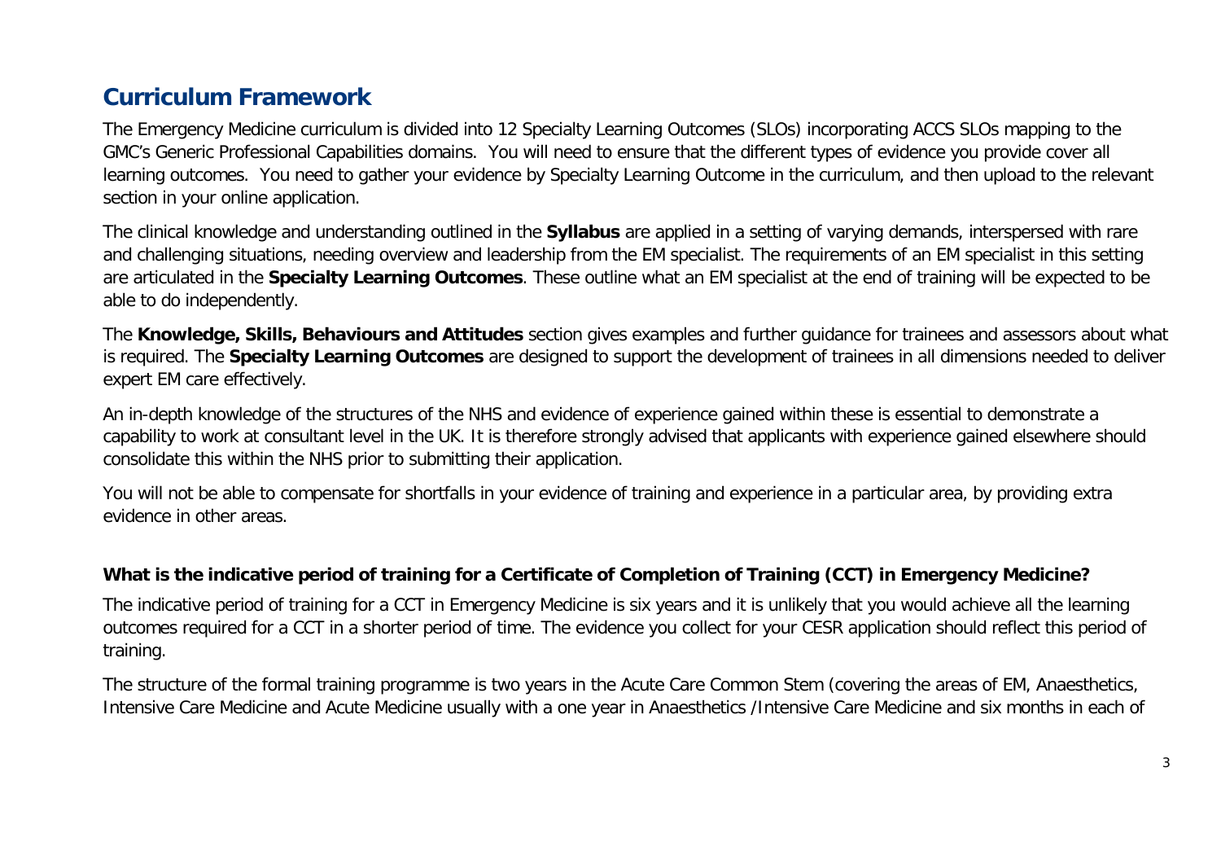## Curriculum Framework

The Emergency Medicine curriculum is divided into 12 Specialty Learning Outcomes (SLOs) incorporating ACCS SLOs mapping to the GMC's Generic Professional Capabilities domains. You will need to ensure that the different types of evidence you provide cover all learning outcomes. You need to gather your evidence by Specialty Learning Outcome in the curriculum, and then upload to the relevant section in your online application.

The clinical knowledge and understanding outlined in the **Syllabus** are applied in a setting of varying demands, interspersed with rare and challenging situations, needing overview and leadership from the EM specialist. The requirements of an EM specialist in this setting are articulated in the **Specialty Learning Outcomes**. These outline what an EM specialist at the end of training will be expected to be able to do independently.

The **Knowledge, Skills, Behaviours and Attitudes** section gives examples and further guidance for trainees and assessors about what is required. The **Specialty Learning Outcomes** are designed to support the development of trainees in all dimensions needed to deliver expert EM care effectively.

An in-depth knowledge of the structures of the NHS and evidence of experience gained within these is essential to demonstrate a capability to work at consultant level in the UK. It is therefore strongly advised that applicants with experience gained elsewhere should consolidate this within the NHS prior to submitting their application.

You will not be able to compensate for shortfalls in your evidence of training and experience in a particular area, by providing extra evidence in other areas.

**What is the indicative period of training for a Certificate of Completion of Training (CCT) in Emergency Medicine?**

The indicative period of training for a CCT in Emergency Medicine is six years and it is unlikely that you would achieve all the learning outcomes required for a CCT in a shorter period of time. The evidence you collect for your CESR application should reflect this period of training.

The structure of the formal training programme is two years in the Acute Care Common Stem (covering the areas of EM, Anaesthetics, Intensive Care Medicine and Acute Medicine usually with a one year in Anaesthetics /Intensive Care Medicine and six months in each of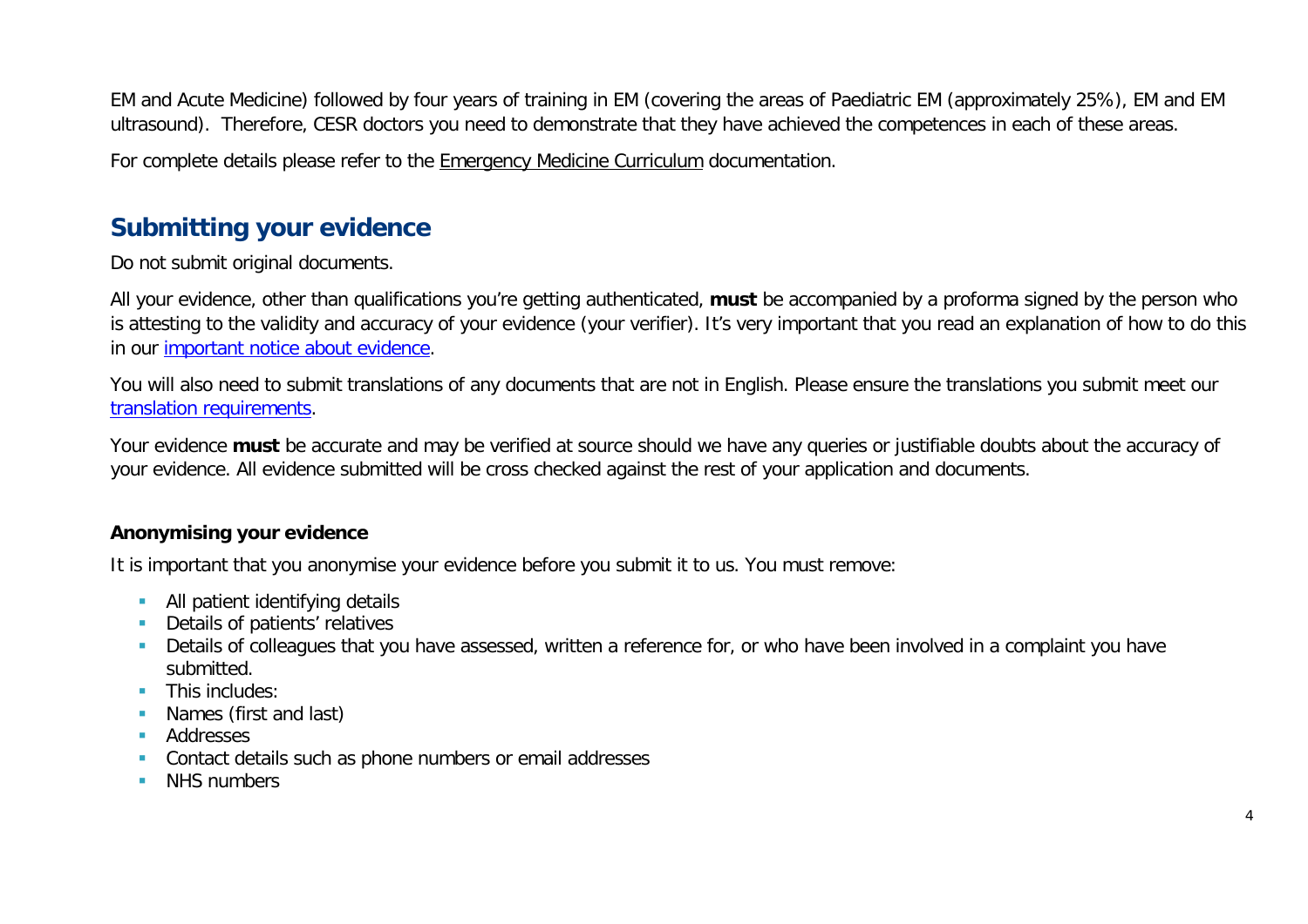EM and Acute Medicine) followed by four years of training in EM (covering the areas of Paediatric EM (approximately 25%), EM and EM ultrasound). Therefore, CESR doctors you need to demonstrate that they have achieved the competences in each of these areas.

For complete details please refer to the Emergency Medicine Curriculum documentation.

## Submitting your evidence

Do not submit original documents.

All your evidence, other than qualifications you're getting authenticated, **must** be accompanied by a proforma signed by the person who is attesting to the validity and accuracy of your evidence (your verifier). It's very important that you read an explanation of how to do this in our important notice about evidence.

You will also need to submit translations of any documents that are not in English. Please ensure the translations you submit meet our translation requirements.

Your evidence **must** be accurate and may be verified at source should we have any queries or justifiable doubts about the accuracy of your evidence. All evidence submitted will be cross checked against the rest of your application and documents.

### Anonymising your evidence

It is important that you anonymise your evidence before you submit it to us. You must remove:

- All patient identifying details
- Details of patients' relatives
- Details of colleagues that you have assessed, written a reference for, or who have been involved in a complaint you have submitted.
- This includes:
- Names (first and last)
- Addresses
- Contact details such as phone numbers or email addresses
- NHS numbers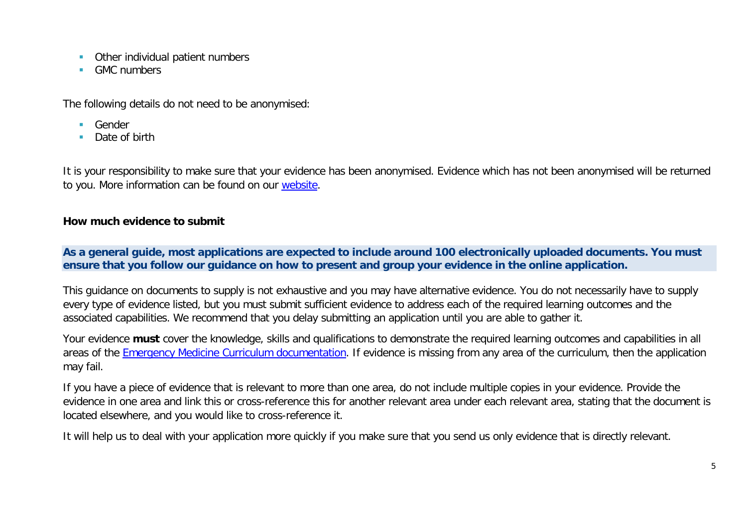- Other individual patient numbers
- GMC numbers

The following details do not need to be anonymised:

- Gender
- Date of birth

It is your responsibility to make sure that your evidence has been anonymised. Evidence which has not been anonymised will be returned to you. More information can be found on our [website](website).

**How much evidence to submit**

**As a general guide, most applications are expected to include around 100 electronically uploaded documents. You must ensure that you follow our guidance on how to present and group your evidence in the online application.**

This guidance on documents to supply is not exhaustive and you may have alternative evidence. You do not necessarily have to supply every type of evidence listed, but you must submit sufficient evidence to address each of the required learning outcomes and the associated capabilities. We recommend that you delay submitting an application until you are able to gather it.

Your evidence **must** cover the knowledge, skills and qualifications to demonstrate the required learning outcomes and capabilities in all areas of the [Emergency Medicine Curriculum documentation](Emergency Medicine Curriculum documentation). If evidence is missing from any area of the curriculum, then the application may fail.

If you have a piece of evidence that is relevant to more than one area, do not include multiple copies in your evidence. Provide the evidence in one area and link this or cross-reference this for another relevant area under each relevant area, stating that the document is located elsewhere, and you would like to cross-reference it.

It will help us to deal with your application more quickly if you make sure that you send us only evidence that is directly relevant.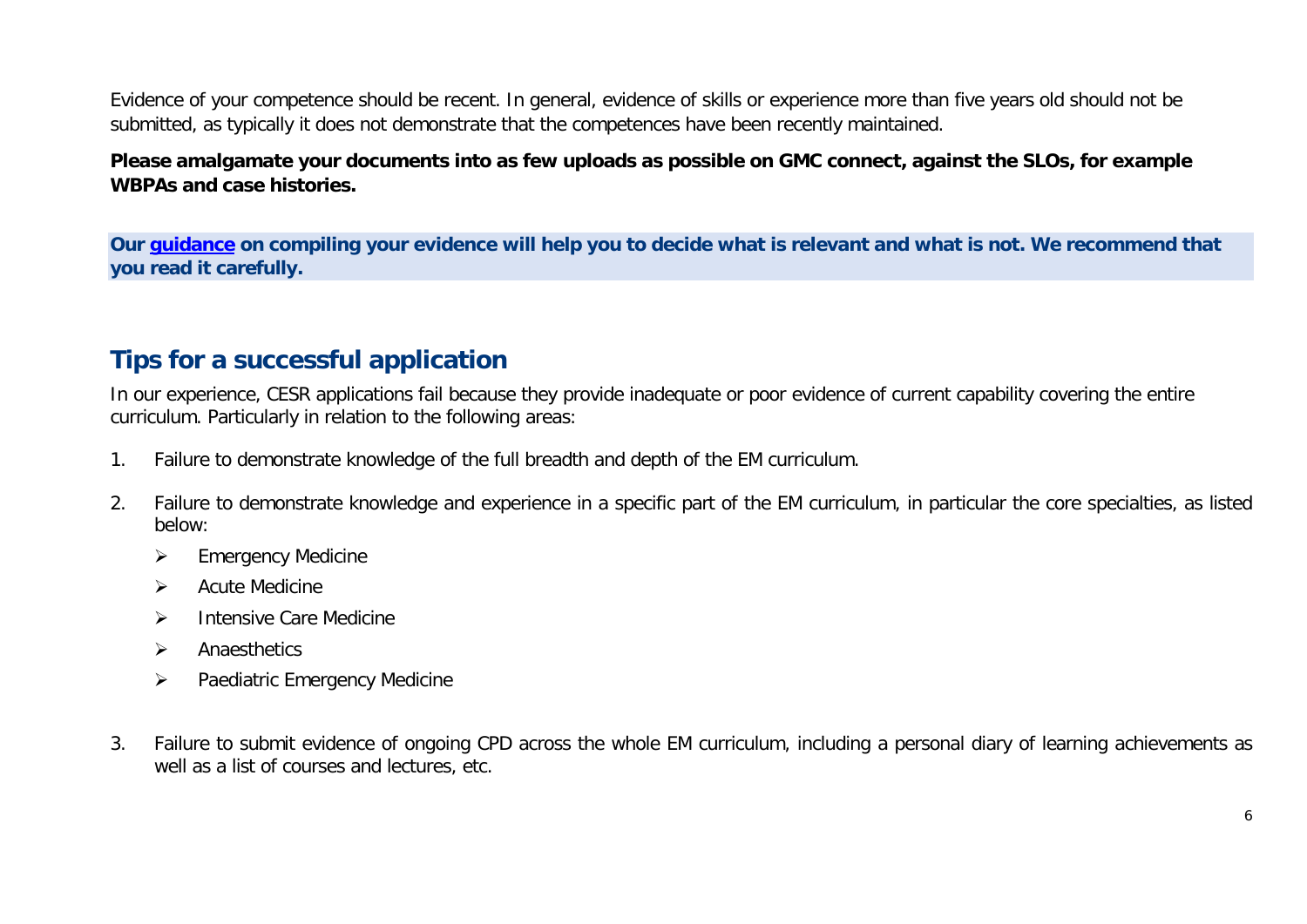Evidence of your competence should be recent. In general, evidence of skills or experience more than five years old should not be submitted, as typically it does not demonstrate that the competences have been recently maintained.

**Please amalgamate your documents into as few uploads as possible on GMC connect, against the SLOs, for example WBPAs and case histories.**

**Our guidance on compiling your evidence will help you to decide what is relevant and what is not. We recommend that you read it carefully.**

## Tips for a successful application

In our experience, CESR applications fail because they provide inadequate or poor evidence of current capability covering the entire curriculum. Particularly in relation to the following areas:

1. Failure to demonstrate knowledge of the full breadth and depth of the EM curriculum.

2. Failure to demonstrate knowledge and experience in a specific part of the EM curriculum, in particular the core specialties, as listed below:
   - Emergency Medicine
   - Acute Medicine
   - Intensive Care Medicine
   - Anaesthetics
   - Paediatric Emergency Medicine

3. Failure to submit evidence of ongoing CPD across the whole EM curriculum, including a personal diary of learning achievements as well as a list of courses and lectures, etc.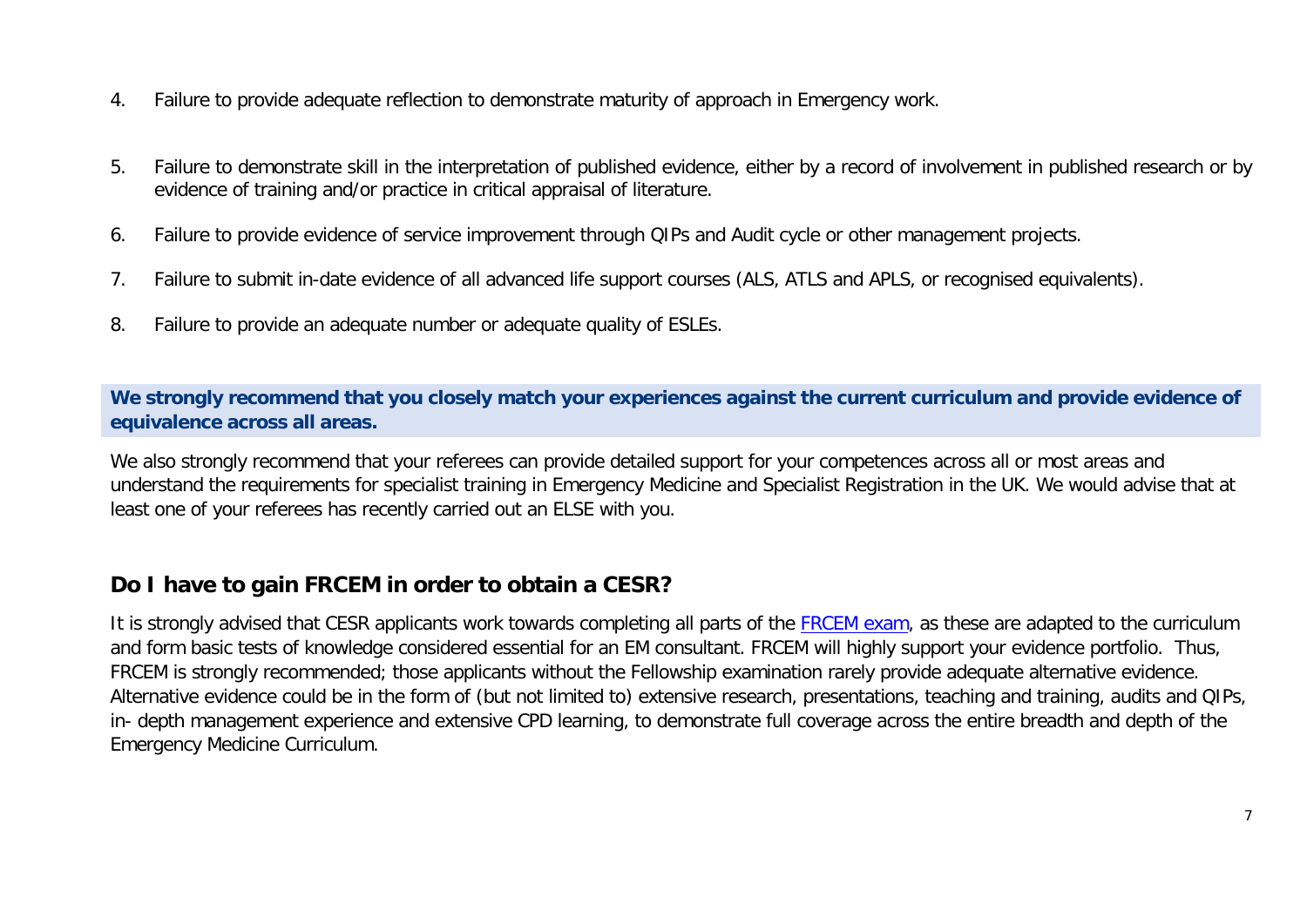4. Failure to provide adequate reflection to demonstrate maturity of approach in Emergency work.

5. Failure to demonstrate skill in the interpretation of published evidence, either by a record of involvement in published research or by evidence of training and/or practice in critical appraisal of literature.

6. Failure to provide evidence of service improvement through QIPs and Audit cycle or other management projects.

7. Failure to submit in-date evidence of all advanced life support courses (ALS, ATLS and APLS, or recognised equivalents).

8. Failure to provide an adequate number or adequate quality of ESLEs.

**We strongly recommend that you closely match your experiences against the current curriculum and provide evidence of equivalence across all areas.**

We also strongly recommend that your referees can provide detailed support for your competences across all or most areas and understand the requirements for specialist training in Emergency Medicine and Specialist Registration in the UK. We would advise that at least one of your referees has recently carried out an ELSE with you.

## Do I have to gain FRCEM in order to obtain a CESR?

It is strongly advised that CESR applicants work towards completing all parts of the FRCEM exam, as these are adapted to the curriculum and form basic tests of knowledge considered essential for an EM consultant. FRCEM will highly support your evidence portfolio. Thus, FRCEM is strongly recommended; those applicants without the Fellowship examination rarely provide adequate alternative evidence. Alternative evidence could be in the form of (but not limited to) extensive research, presentations, teaching and training, audits and QIPs, in- depth management experience and extensive CPD learning, to demonstrate full coverage across the entire breadth and depth of the Emergency Medicine Curriculum.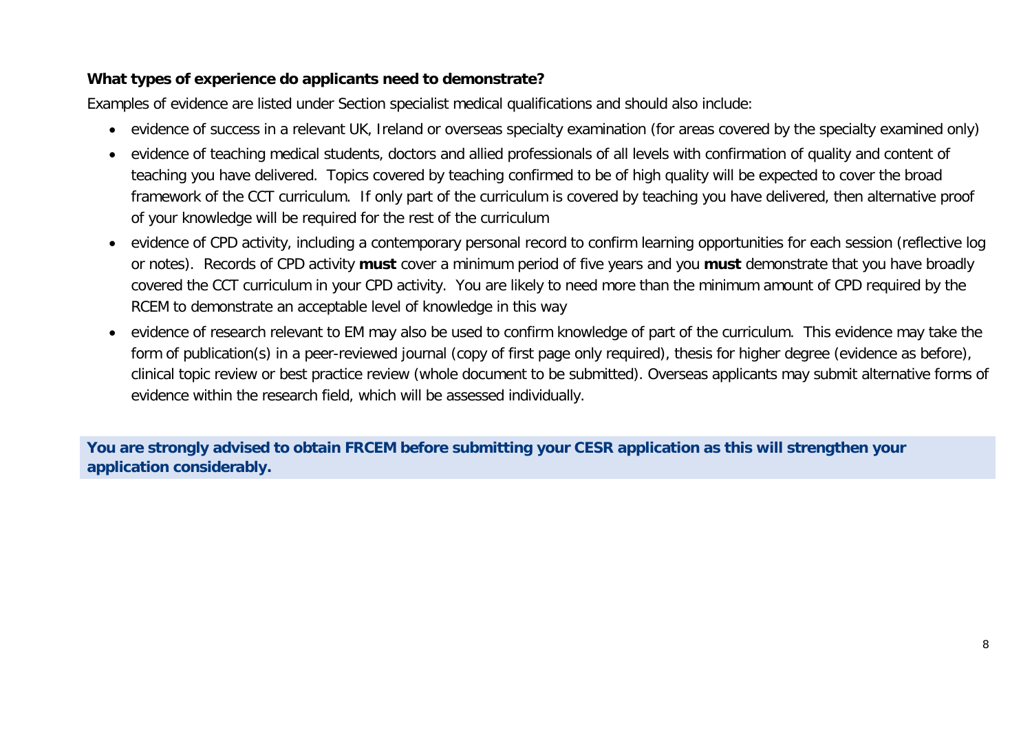**What types of experience do applicants need to demonstrate?**

Examples of evidence are listed under Section specialist medical qualifications and should also include:

- evidence of success in a relevant UK, Ireland or overseas specialty examination (for areas covered by the specialty examined only)
- evidence of teaching medical students, doctors and allied professionals of all levels with confirmation of quality and content of teaching you have delivered. Topics covered by teaching confirmed to be of high quality will be expected to cover the broad framework of the CCT curriculum. If only part of the curriculum is covered by teaching you have delivered, then alternative proof of your knowledge will be required for the rest of the curriculum
- evidence of CPD activity, including a contemporary personal record to confirm learning opportunities for each session (reflective log or notes). Records of CPD activity **must** cover a minimum period of five years and you **must** demonstrate that you have broadly covered the CCT curriculum in your CPD activity. You are likely to need more than the minimum amount of CPD required by the RCEM to demonstrate an acceptable level of knowledge in this way
- evidence of research relevant to EM may also be used to confirm knowledge of part of the curriculum. This evidence may take the form of publication(s) in a peer-reviewed journal (copy of first page only required), thesis for higher degree (evidence as before), clinical topic review or best practice review (whole document to be submitted). Overseas applicants may submit alternative forms of evidence within the research field, which will be assessed individually.

**You are strongly advised to obtain FRCEM before submitting your CESR application as this will strengthen your application considerably.**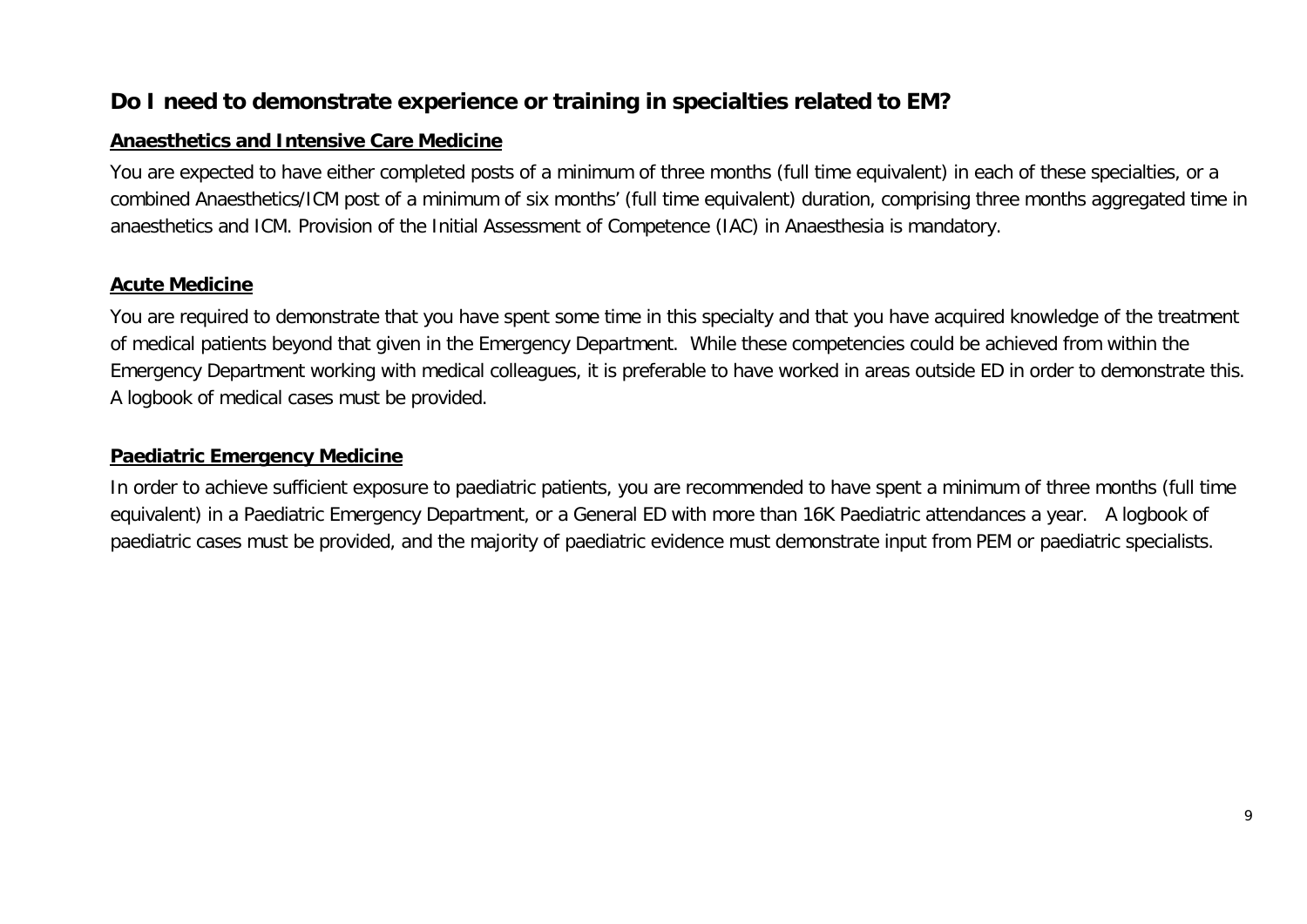## Do I need to demonstrate experience or training in specialties related to EM?

**Anaesthetics and Intensive Care Medicine**

You are expected to have either completed posts of a minimum of three months (full time equivalent) in each of these specialties, or a combined Anaesthetics/ICM post of a minimum of six months' (full time equivalent) duration, comprising three months aggregated time in anaesthetics and ICM. Provision of the Initial Assessment of Competence (IAC) in Anaesthesia is mandatory.

**Acute Medicine**

You are required to demonstrate that you have spent some time in this specialty and that you have acquired knowledge of the treatment of medical patients beyond that given in the Emergency Department. While these competencies could be achieved from within the Emergency Department working with medical colleagues, it is preferable to have worked in areas outside ED in order to demonstrate this. A logbook of medical cases must be provided.

**Paediatric Emergency Medicine**

In order to achieve sufficient exposure to paediatric patients, you are recommended to have spent a minimum of three months (full time equivalent) in a Paediatric Emergency Department, or a General ED with more than 16K Paediatric attendances a year. A logbook of paediatric cases must be provided, and the majority of paediatric evidence must demonstrate input from PEM or paediatric specialists.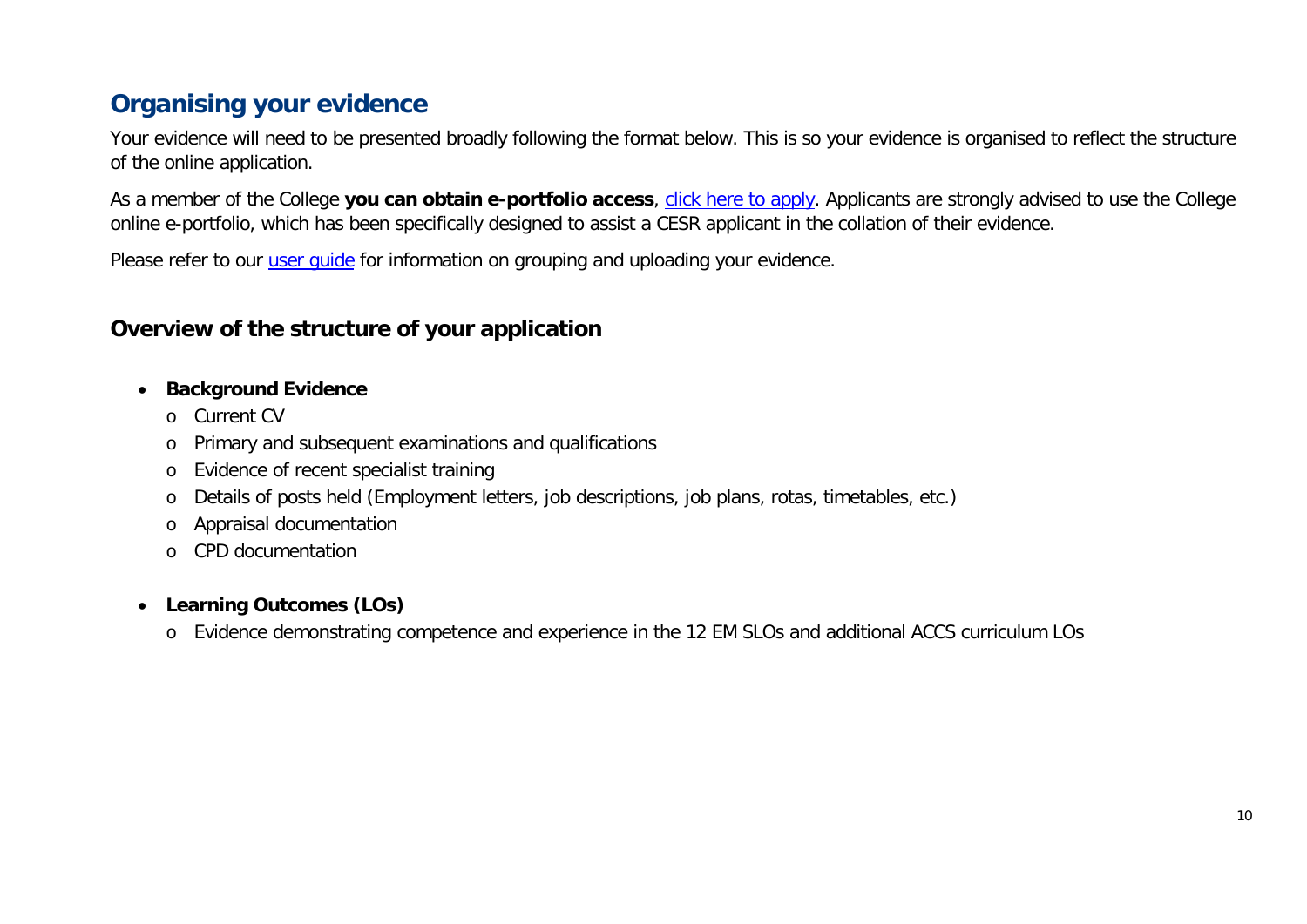## Organising your evidence

Your evidence will need to be presented broadly following the format below. This is so your evidence is organised to reflect the structure of the online application.

As a member of the College **you can obtain e-portfolio access**, [click here to apply](). Applicants are strongly advised to use the College online e-portfolio, which has been specifically designed to assist a CESR applicant in the collation of their evidence.

Please refer to our [user guide]() for information on grouping and uploading your evidence.

### Overview of the structure of your application

- **Background Evidence**
  - Current CV
  - Primary and subsequent examinations and qualifications
  - Evidence of recent specialist training
  - Details of posts held (Employment letters, job descriptions, job plans, rotas, timetables, etc.)
  - Appraisal documentation
  - CPD documentation
- **Learning Outcomes (LOs)**
  - Evidence demonstrating competence and experience in the 12 EM SLOs and additional ACCS curriculum LOs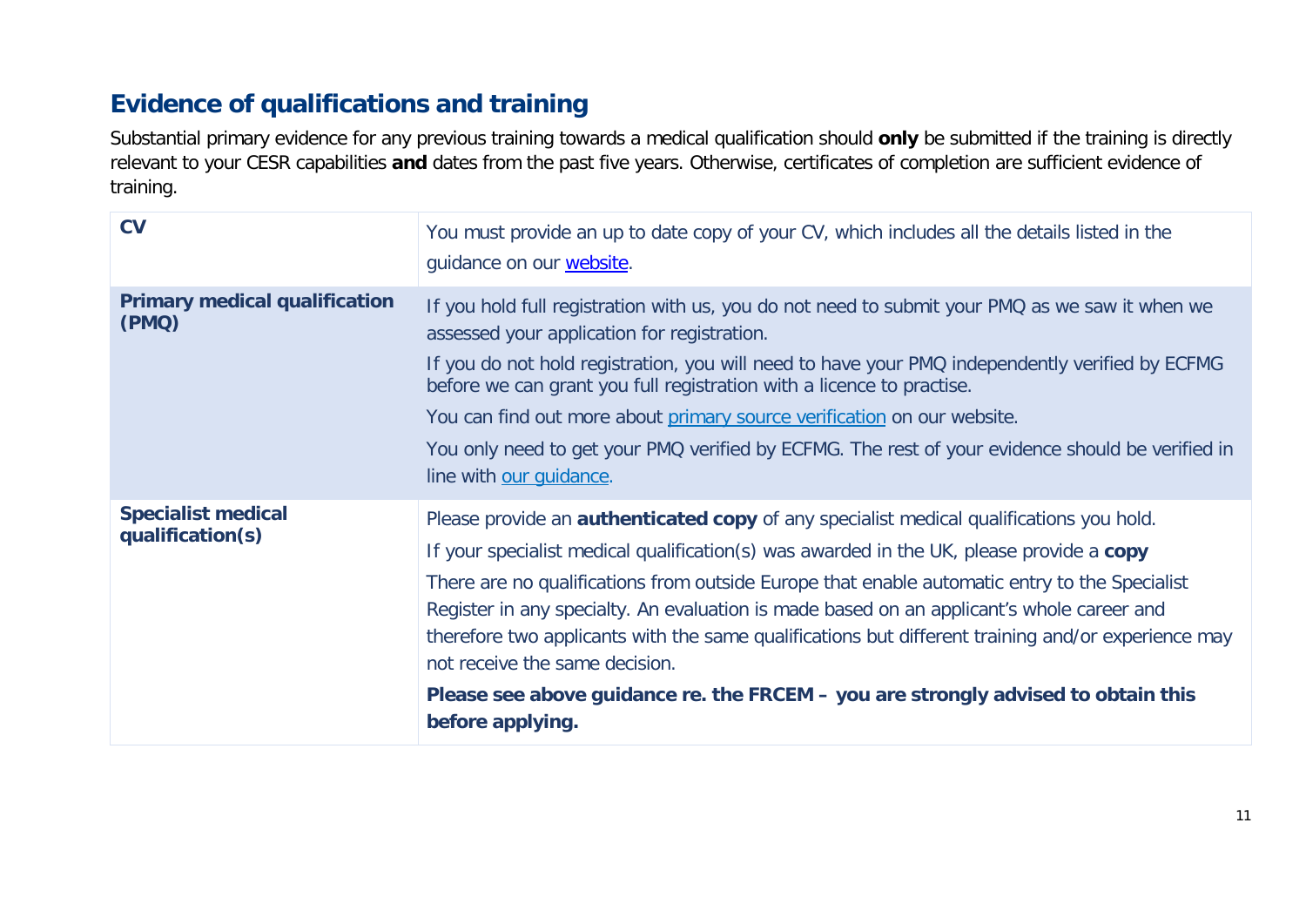## Evidence of qualifications and training

Substantial primary evidence for any previous training towards a medical qualification should **only** be submitted if the training is directly relevant to your CESR capabilities **and** dates from the past five years. Otherwise, certificates of completion are sufficient evidence of training.

| | |
|---|---|
| **CV** | You must provide an up to date copy of your CV, which includes all the details listed in the guidance on our website. |
| **Primary medical qualification (PMQ)** | If you hold full registration with us, you do not need to submit your PMQ as we saw it when we assessed your application for registration.<br>If you do not hold registration, you will need to have your PMQ independently verified by ECFMG before we can grant you full registration with a licence to practise.<br>You can find out more about primary source verification on our website.<br>You only need to get your PMQ verified by ECFMG. The rest of your evidence should be verified in line with our guidance. |
| **Specialist medical qualification(s)** | Please provide an **authenticated copy** of any specialist medical qualifications you hold.<br>If your specialist medical qualification(s) was awarded in the UK, please provide a **copy**<br>There are no qualifications from outside Europe that enable automatic entry to the Specialist Register in any specialty. An evaluation is made based on an applicant's whole career and therefore two applicants with the same qualifications but different training and/or experience may not receive the same decision.<br>**Please see above guidance re. the FRCEM – you are strongly advised to obtain this before applying.** |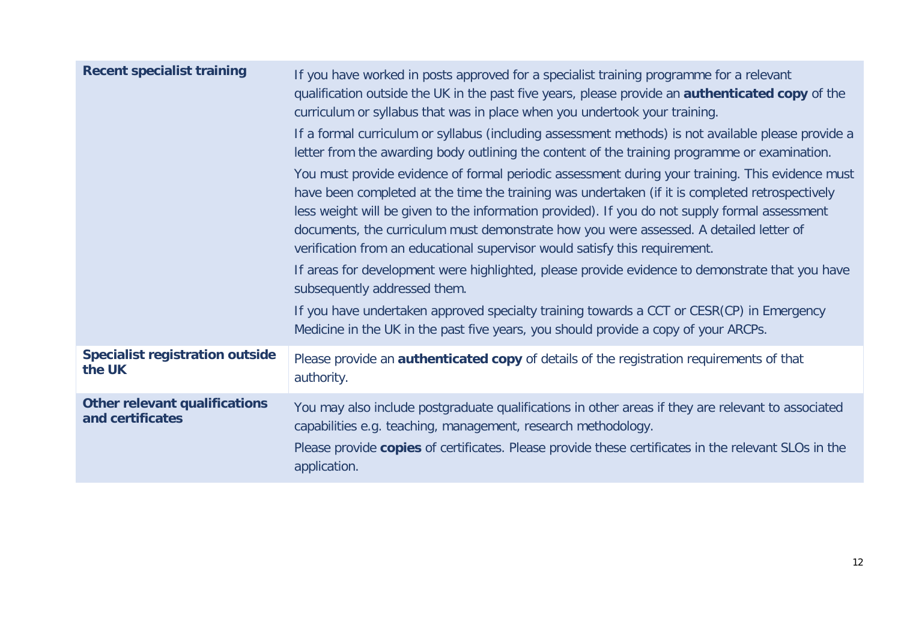| | |
|---|---|
| **Recent specialist training** | If you have worked in posts approved for a specialist training programme for a relevant qualification outside the UK in the past five years, please provide an **authenticated copy** of the curriculum or syllabus that was in place when you undertook your training.<br><br>If a formal curriculum or syllabus (including assessment methods) is not available please provide a letter from the awarding body outlining the content of the training programme or examination.<br><br>You must provide evidence of formal periodic assessment during your training. This evidence must have been completed at the time the training was undertaken (if it is completed retrospectively less weight will be given to the information provided). If you do not supply formal assessment documents, the curriculum must demonstrate how you were assessed. A detailed letter of verification from an educational supervisor would satisfy this requirement.<br><br>If areas for development were highlighted, please provide evidence to demonstrate that you have subsequently addressed them.<br><br>If you have undertaken approved specialty training towards a CCT or CESR(CP) in Emergency Medicine in the UK in the past five years, you should provide a copy of your ARCPs. |
| **Specialist registration outside the UK** | Please provide an **authenticated copy** of details of the registration requirements of that authority. |
| **Other relevant qualifications and certificates** | You may also include postgraduate qualifications in other areas if they are relevant to associated capabilities e.g. teaching, management, research methodology.<br><br>Please provide **copies** of certificates. Please provide these certificates in the relevant SLOs in the application. |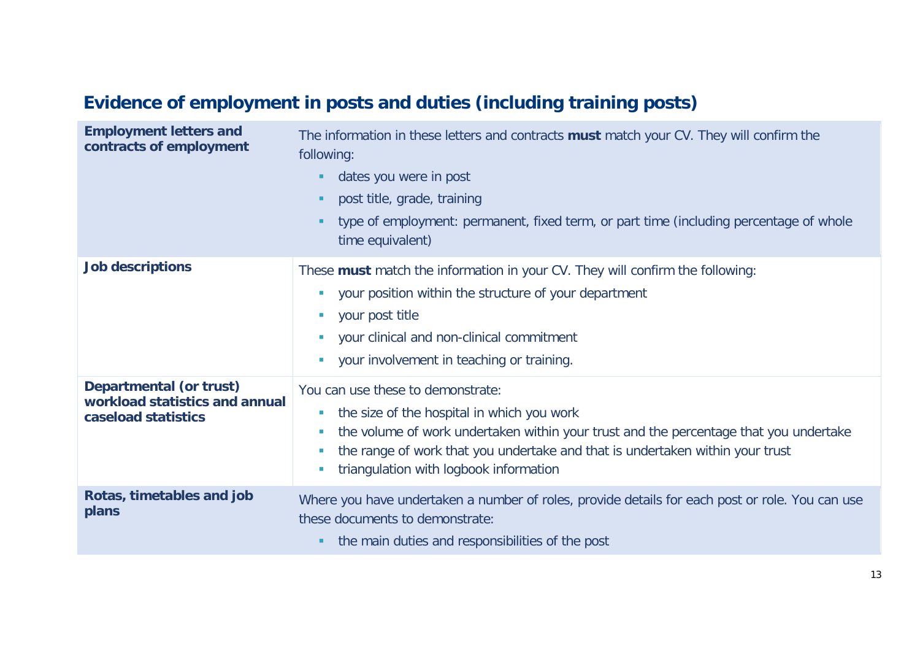## Evidence of employment in posts and duties (including training posts)

| | |
|---|---|
| **Employment letters and contracts of employment** | The information in these letters and contracts **must** match your CV. They will confirm the following:<br>- dates you were in post<br>- post title, grade, training<br>- type of employment: permanent, fixed term, or part time (including percentage of whole time equivalent) |
| **Job descriptions** | These **must** match the information in your CV. They will confirm the following:<br>- your position within the structure of your department<br>- your post title<br>- your clinical and non-clinical commitment<br>- your involvement in teaching or training. |
| **Departmental (or trust) workload statistics and annual caseload statistics** | You can use these to demonstrate:<br>- the size of the hospital in which you work<br>- the volume of work undertaken within your trust and the percentage that you undertake<br>- the range of work that you undertake and that is undertaken within your trust<br>- triangulation with logbook information |
| **Rotas, timetables and job plans** | Where you have undertaken a number of roles, provide details for each post or role. You can use these documents to demonstrate:<br>- the main duties and responsibilities of the post |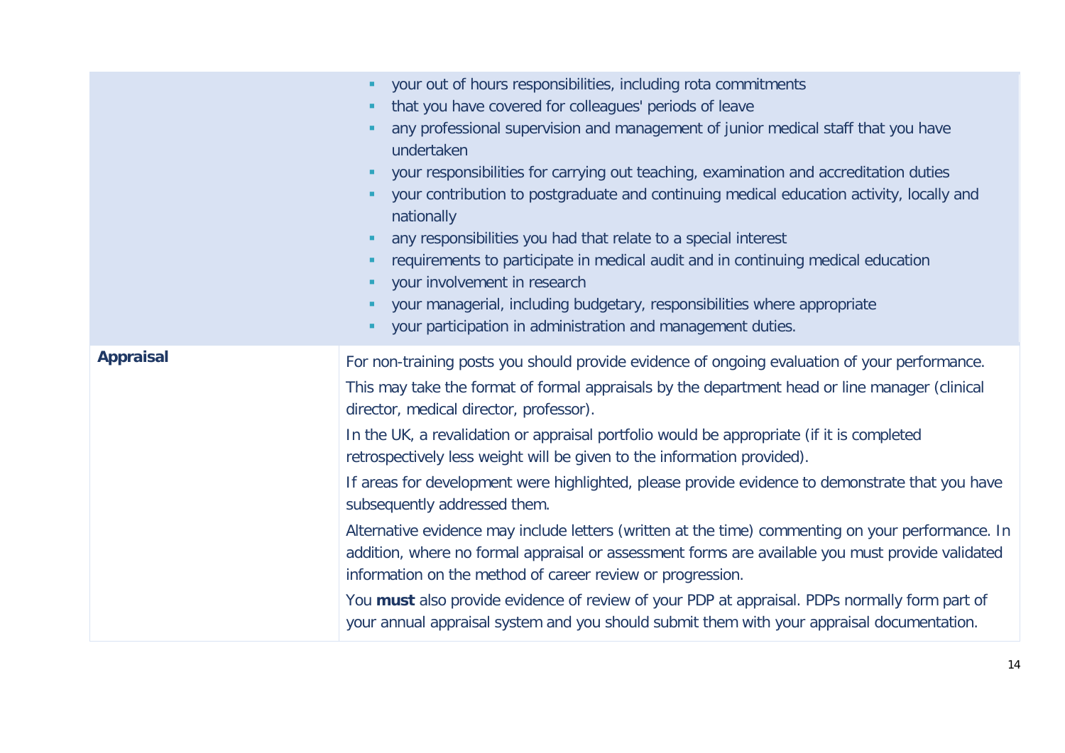| | |
|---|---|
| | <ul><li>your out of hours responsibilities, including rota commitments</li><li>that you have covered for colleagues' periods of leave</li><li>any professional supervision and management of junior medical staff that you have undertaken</li><li>your responsibilities for carrying out teaching, examination and accreditation duties</li><li>your contribution to postgraduate and continuing medical education activity, locally and nationally</li><li>any responsibilities you had that relate to a special interest</li><li>requirements to participate in medical audit and in continuing medical education</li><li>your involvement in research</li><li>your managerial, including budgetary, responsibilities where appropriate</li><li>your participation in administration and management duties.</li></ul> |
| **Appraisal** | For non-training posts you should provide evidence of ongoing evaluation of your performance.<br><br>This may take the format of formal appraisals by the department head or line manager (clinical director, medical director, professor).<br><br>In the UK, a revalidation or appraisal portfolio would be appropriate (if it is completed retrospectively less weight will be given to the information provided).<br><br>If areas for development were highlighted, please provide evidence to demonstrate that you have subsequently addressed them.<br><br>Alternative evidence may include letters (written at the time) commenting on your performance. In addition, where no formal appraisal or assessment forms are available you must provide validated information on the method of career review or progression.<br><br>You **must** also provide evidence of review of your PDP at appraisal. PDPs normally form part of your annual appraisal system and you should submit them with your appraisal documentation. |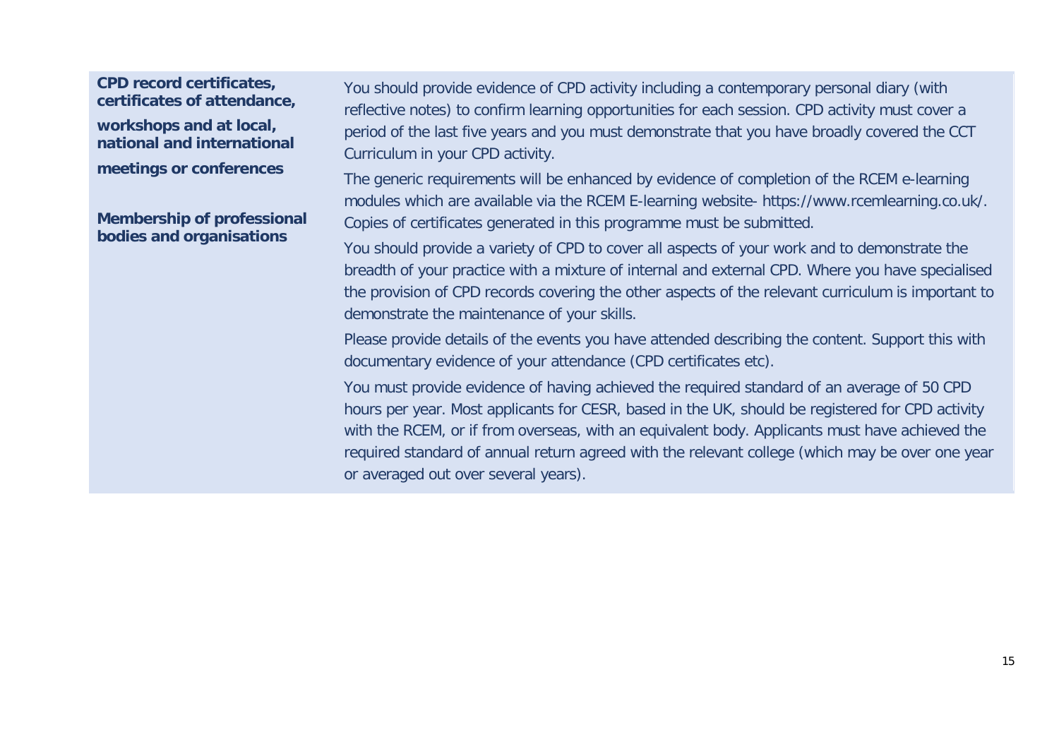| | |
|---|---|
| **CPD record certificates, certificates of attendance, workshops and at local, national and international meetings or conferences**<br><br>**Membership of professional bodies and organisations** | You should provide evidence of CPD activity including a contemporary personal diary (with reflective notes) to confirm learning opportunities for each session. CPD activity must cover a period of the last five years and you must demonstrate that you have broadly covered the CCT Curriculum in your CPD activity.<br><br>The generic requirements will be enhanced by evidence of completion of the RCEM e-learning modules which are available via the RCEM E-learning website- https://www.rcemlearning.co.uk/. Copies of certificates generated in this programme must be submitted.<br><br>You should provide a variety of CPD to cover all aspects of your work and to demonstrate the breadth of your practice with a mixture of internal and external CPD. Where you have specialised the provision of CPD records covering the other aspects of the relevant curriculum is important to demonstrate the maintenance of your skills.<br><br>Please provide details of the events you have attended describing the content. Support this with documentary evidence of your attendance (CPD certificates etc).<br><br>You must provide evidence of having achieved the required standard of an average of 50 CPD hours per year. Most applicants for CESR, based in the UK, should be registered for CPD activity with the RCEM, or if from overseas, with an equivalent body. Applicants must have achieved the required standard of annual return agreed with the relevant college (which may be over one year or averaged out over several years). |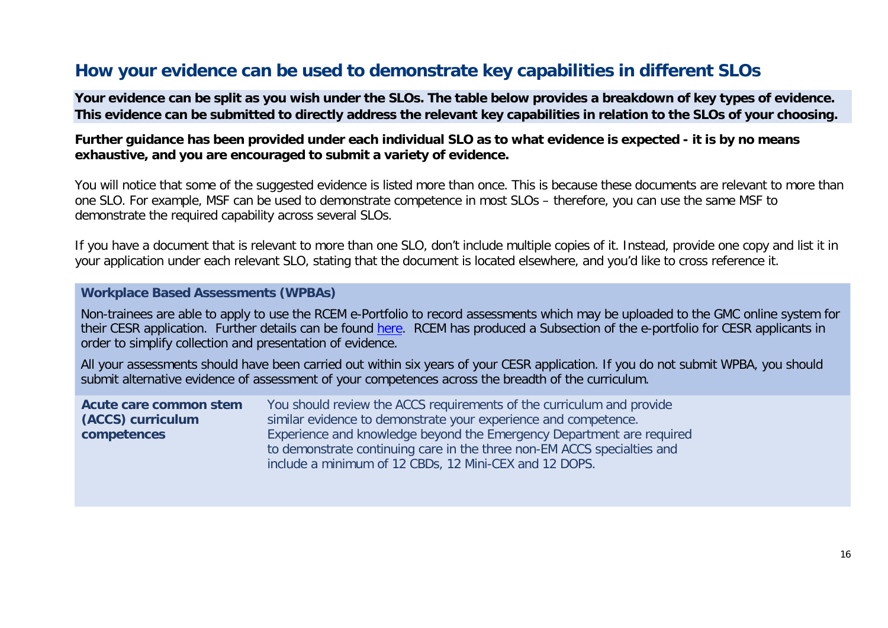## How your evidence can be used to demonstrate key capabilities in different SLOs

**Your evidence can be split as you wish under the SLOs. The table below provides a breakdown of key types of evidence. This evidence can be submitted to directly address the relevant key capabilities in relation to the SLOs of your choosing.**

**Further guidance has been provided under each individual SLO as to what evidence is expected - it is by no means exhaustive, and you are encouraged to submit a variety of evidence.**

You will notice that some of the suggested evidence is listed more than once. This is because these documents are relevant to more than one SLO. For example, MSF can be used to demonstrate competence in most SLOs – therefore, you can use the same MSF to demonstrate the required capability across several SLOs.

If you have a document that is relevant to more than one SLO, don't include multiple copies of it. Instead, provide one copy and list it in your application under each relevant SLO, stating that the document is located elsewhere, and you'd like to cross reference it.

| **Workplace Based Assessments (WPBAs)** | |
|---|---|
| Non-trainees are able to apply to use the RCEM e-Portfolio to record assessments which may be uploaded to the GMC online system for their CESR application. Further details can be found here. RCEM has produced a Subsection of the e-portfolio for CESR applicants in order to simplify collection and presentation of evidence. All your assessments should have been carried out within six years of your CESR application. If you do not submit WPBA, you should submit alternative evidence of assessment of your competences across the breadth of the curriculum. | |
| **Acute care common stem (ACCS) curriculum competences** | You should review the ACCS requirements of the curriculum and provide similar evidence to demonstrate your experience and competence. Experience and knowledge beyond the Emergency Department are required to demonstrate continuing care in the three non-EM ACCS specialties and include a minimum of 12 CBDs, 12 Mini-CEX and 12 DOPS. |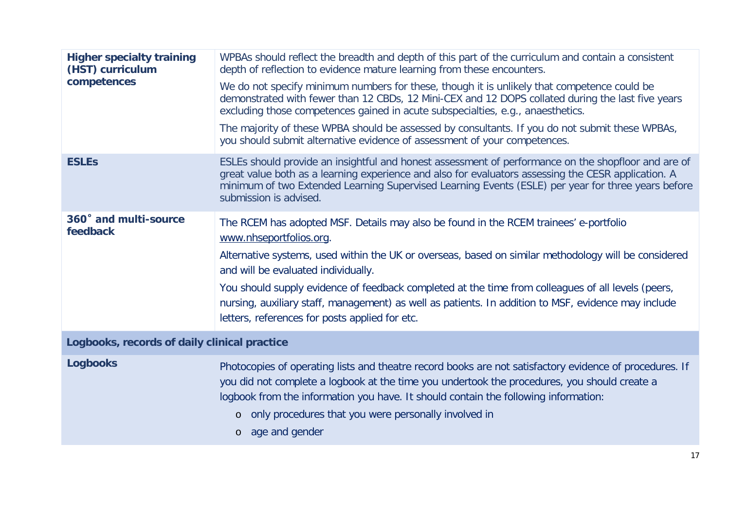| | |
|---|---|
| **Higher specialty training (HST) curriculum competences** | WPBAs should reflect the breadth and depth of this part of the curriculum and contain a consistent depth of reflection to evidence mature learning from these encounters.<br><br>We do not specify minimum numbers for these, though it is unlikely that competence could be demonstrated with fewer than 12 CBDs, 12 Mini-CEX and 12 DOPS collated during the last five years excluding those competences gained in acute subspecialties, e.g., anaesthetics.<br><br>The majority of these WPBA should be assessed by consultants. If you do not submit these WPBAs, you should submit alternative evidence of assessment of your competences. |
| **ESLEs** | ESLEs should provide an insightful and honest assessment of performance on the shopfloor and are of great value both as a learning experience and also for evaluators assessing the CESR application. A minimum of two Extended Learning Supervised Learning Events (ESLE) per year for three years before submission is advised. |
| **360˚ and multi-source feedback** | The RCEM has adopted MSF. Details may also be found in the RCEM trainees' e-portfolio www.nhseportfolios.org.<br><br>Alternative systems, used within the UK or overseas, based on similar methodology will be considered and will be evaluated individually.<br><br>You should supply evidence of feedback completed at the time from colleagues of all levels (peers, nursing, auxiliary staff, management) as well as patients. In addition to MSF, evidence may include letters, references for posts applied for etc. |
| **Logbooks, records of daily clinical practice** | |
| **Logbooks** | Photocopies of operating lists and theatre record books are not satisfactory evidence of procedures. If you did not complete a logbook at the time you undertook the procedures, you should create a logbook from the information you have. It should contain the following information:<br><br>o only procedures that you were personally involved in<br><br>o age and gender |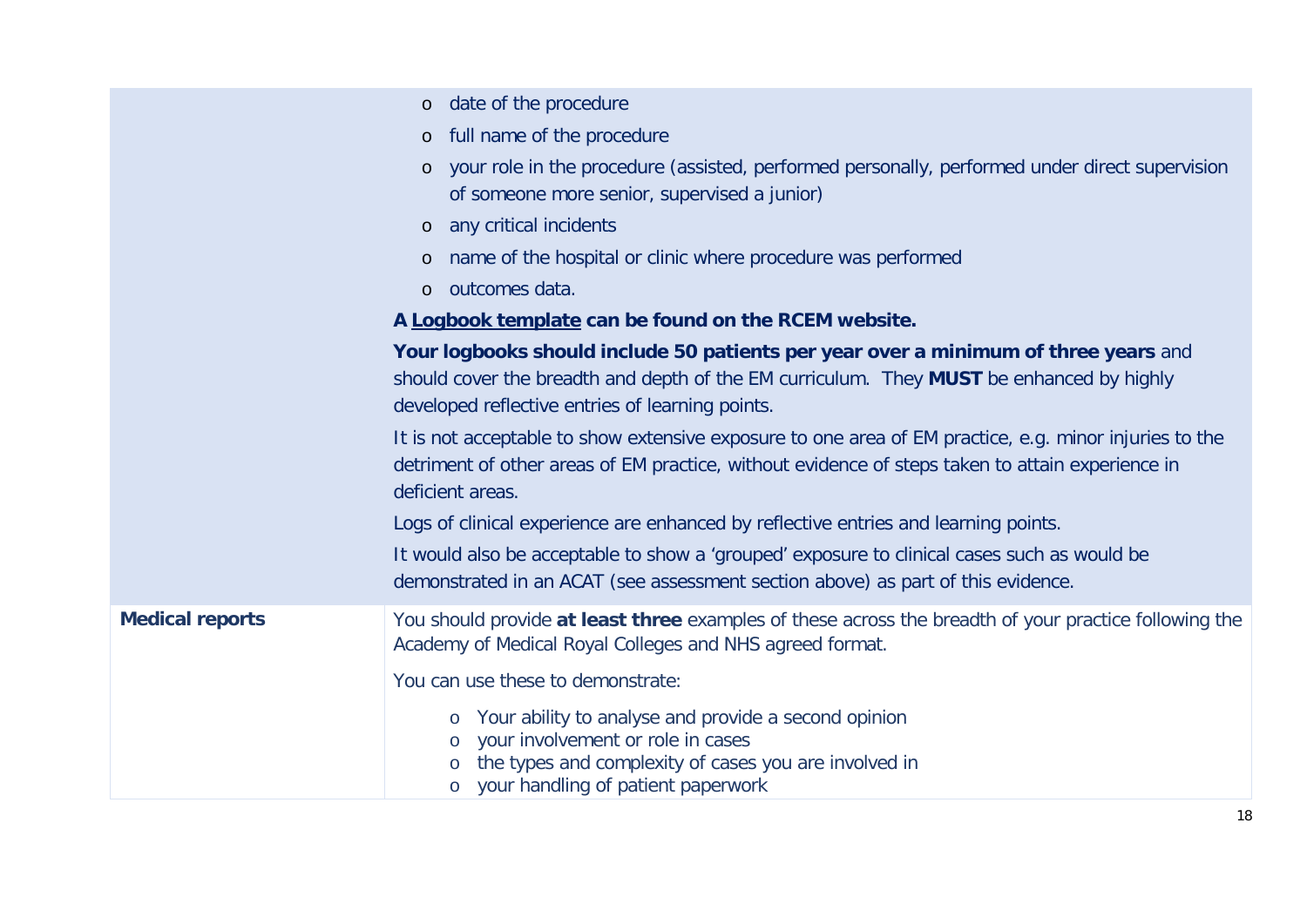| | |
|---|---|
| | o date of the procedure<br>o full name of the procedure<br>o your role in the procedure (assisted, performed personally, performed under direct supervision of someone more senior, supervised a junior)<br>o any critical incidents<br>o name of the hospital or clinic where procedure was performed<br>o outcomes data.<br>**A Logbook template can be found on the RCEM website.**<br>**Your logbooks should include 50 patients per year over a minimum of three years** and should cover the breadth and depth of the EM curriculum. They **MUST** be enhanced by highly developed reflective entries of learning points.<br>It is not acceptable to show extensive exposure to one area of EM practice, e.g. minor injuries to the detriment of other areas of EM practice, without evidence of steps taken to attain experience in deficient areas.<br>Logs of clinical experience are enhanced by reflective entries and learning points.<br>It would also be acceptable to show a 'grouped' exposure to clinical cases such as would be demonstrated in an ACAT (see assessment section above) as part of this evidence. |
| **Medical reports** | You should provide **at least three** examples of these across the breadth of your practice following the Academy of Medical Royal Colleges and NHS agreed format.<br>You can use these to demonstrate:<br>o Your ability to analyse and provide a second opinion<br>o your involvement or role in cases<br>o the types and complexity of cases you are involved in<br>o your handling of patient paperwork |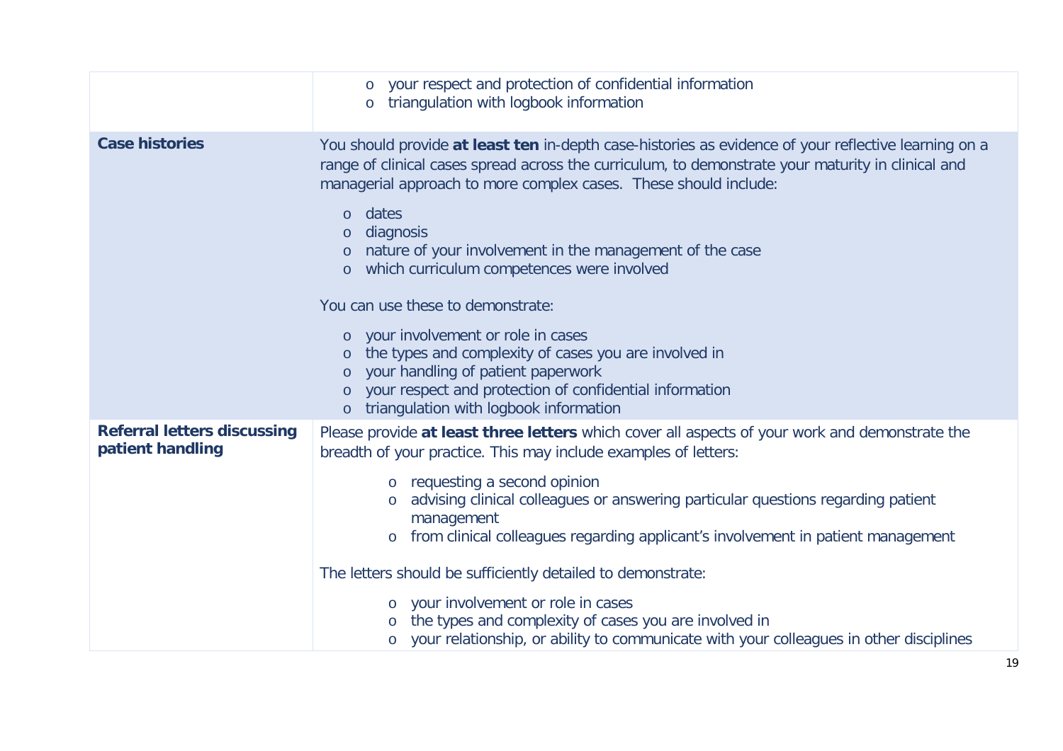| | |
|---|---|
| | o your respect and protection of confidential information<br>o triangulation with logbook information |
| **Case histories** | You should provide **at least ten** in-depth case-histories as evidence of your reflective learning on a range of clinical cases spread across the curriculum, to demonstrate your maturity in clinical and managerial approach to more complex cases. These should include:<br><br>o dates<br>o diagnosis<br>o nature of your involvement in the management of the case<br>o which curriculum competences were involved<br><br>You can use these to demonstrate:<br><br>o your involvement or role in cases<br>o the types and complexity of cases you are involved in<br>o your handling of patient paperwork<br>o your respect and protection of confidential information<br>o triangulation with logbook information |
| **Referral letters discussing patient handling** | Please provide **at least three letters** which cover all aspects of your work and demonstrate the breadth of your practice. This may include examples of letters:<br><br>o requesting a second opinion<br>o advising clinical colleagues or answering particular questions regarding patient management<br>o from clinical colleagues regarding applicant's involvement in patient management<br><br>The letters should be sufficiently detailed to demonstrate:<br><br>o your involvement or role in cases<br>o the types and complexity of cases you are involved in<br>o your relationship, or ability to communicate with your colleagues in other disciplines |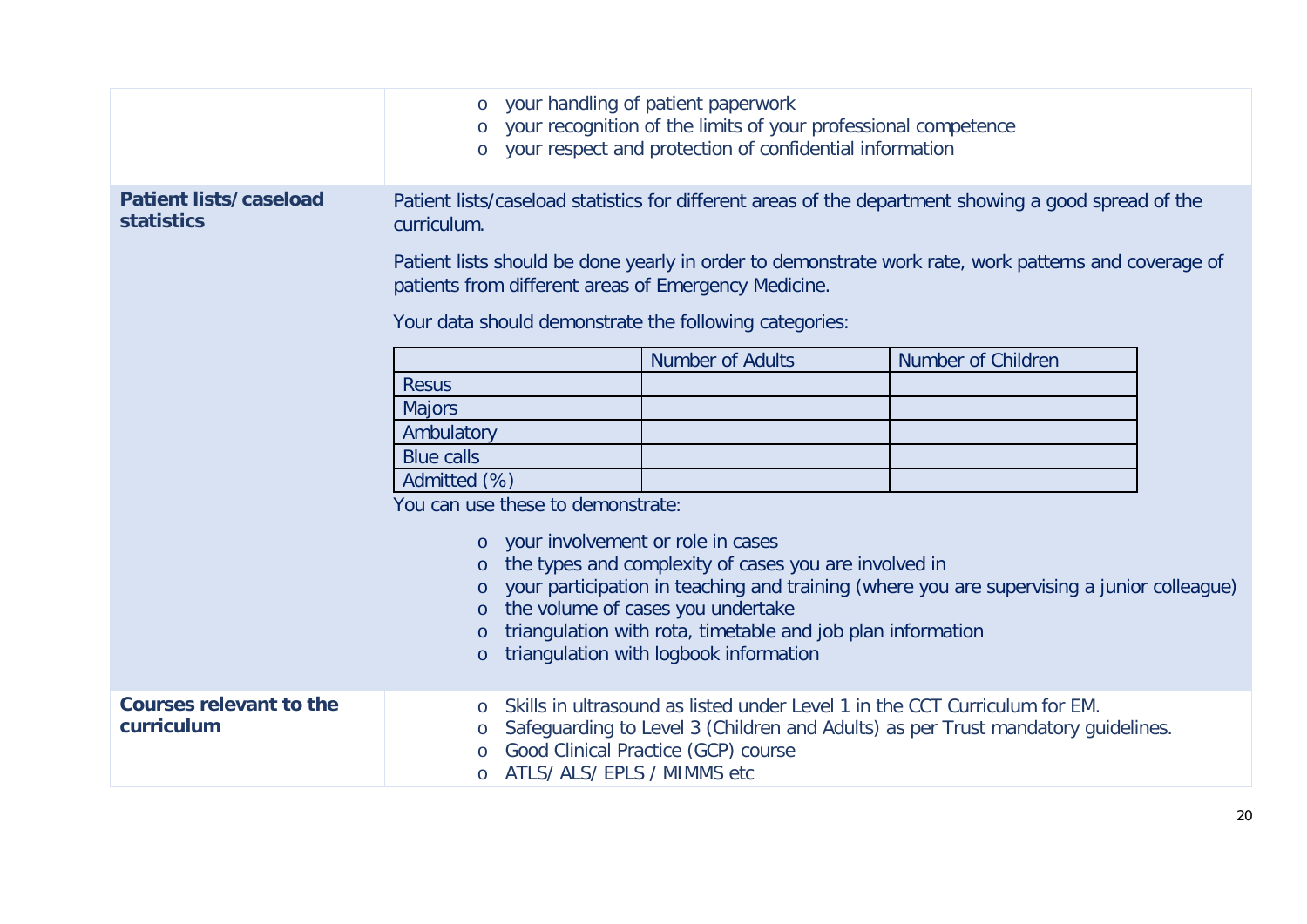| | |
|---|---|
| | <ul><li>your handling of patient paperwork</li><li>your recognition of the limits of your professional competence</li><li>your respect and protection of confidential information</li></ul> |
| **Patient lists/caseload statistics** | Patient lists/caseload statistics for different areas of the department showing a good spread of the curriculum.<br><br>Patient lists should be done yearly in order to demonstrate work rate, work patterns and coverage of patients from different areas of Emergency Medicine.<br><br>Your data should demonstrate the following categories:<br><br>(see categories table below)<br><br>You can use these to demonstrate:<br><ul><li>your involvement or role in cases</li><li>the types and complexity of cases you are involved in</li><li>your participation in teaching and training (where you are supervising a junior colleague)</li><li>the volume of cases you undertake</li><li>triangulation with rota, timetable and job plan information</li><li>triangulation with logbook information</li></ul> |
| **Courses relevant to the curriculum** | <ul><li>Skills in ultrasound as listed under Level 1 in the CCT Curriculum for EM.</li><li>Safeguarding to Level 3 (Children and Adults) as per Trust mandatory guidelines.</li><li>Good Clinical Practice (GCP) course</li><li>ATLS/ ALS/ EPLS / MIMMS etc</li></ul> |

| | Number of Adults | Number of Children |
|---|---|---|
| Resus | | |
| Majors | | |
| Ambulatory | | |
| Blue calls | | |
| Admitted (%) | | |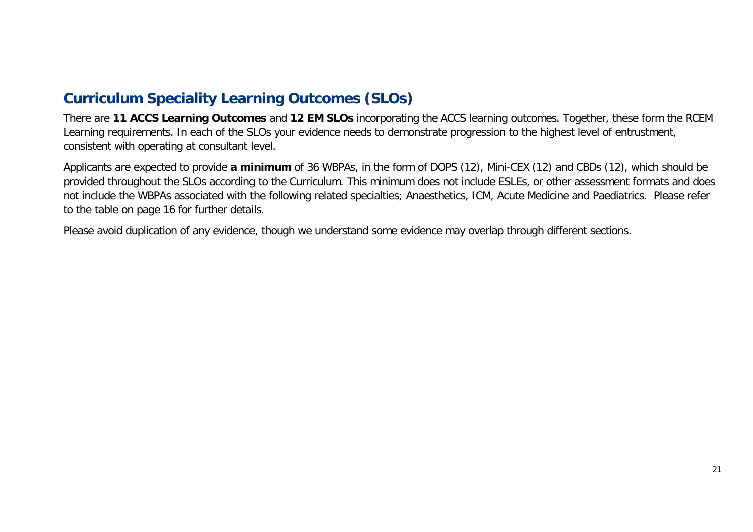## Curriculum Speciality Learning Outcomes (SLOs)

There are **11 ACCS Learning Outcomes** and **12 EM SLOs** incorporating the ACCS learning outcomes. Together, these form the RCEM Learning requirements. In each of the SLOs your evidence needs to demonstrate progression to the highest level of entrustment, consistent with operating at consultant level.

Applicants are expected to provide **a minimum** of 36 WBPAs, in the form of DOPS (12), Mini-CEX (12) and CBDs (12), which should be provided throughout the SLOs according to the Curriculum. This minimum does not include ESLEs, or other assessment formats and does not include the WBPAs associated with the following related specialties; Anaesthetics, ICM, Acute Medicine and Paediatrics. Please refer to the table on page 16 for further details.

Please avoid duplication of any evidence, though we understand some evidence may overlap through different sections.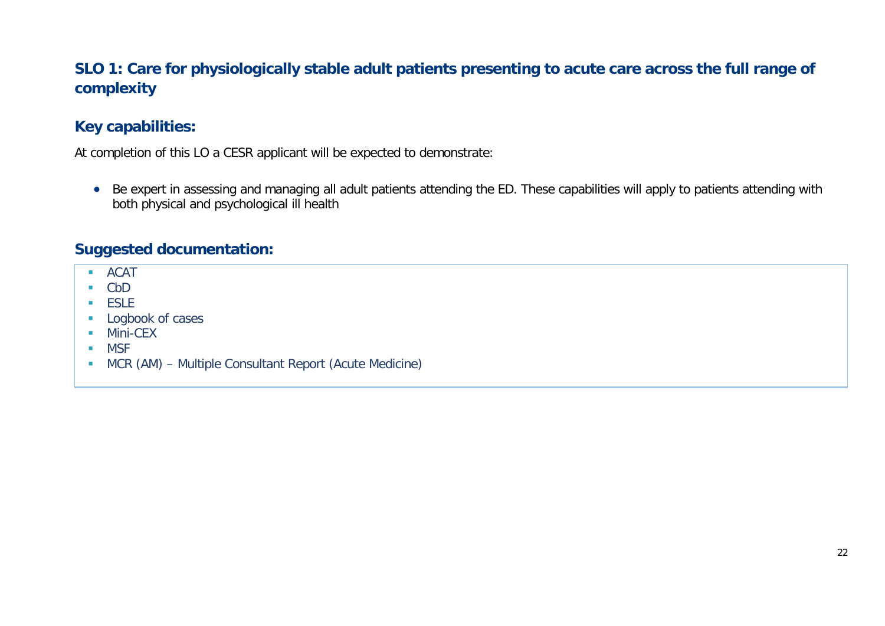## SLO 1: Care for physiologically stable adult patients presenting to acute care across the full range of complexity

### Key capabilities:

At completion of this LO a CESR applicant will be expected to demonstrate:

- Be expert in assessing and managing all adult patients attending the ED. These capabilities will apply to patients attending with both physical and psychological ill health

### Suggested documentation:

- ACAT
- CbD
- ESLE
- Logbook of cases
- Mini-CEX
- MSF
- MCR (AM) – Multiple Consultant Report (Acute Medicine)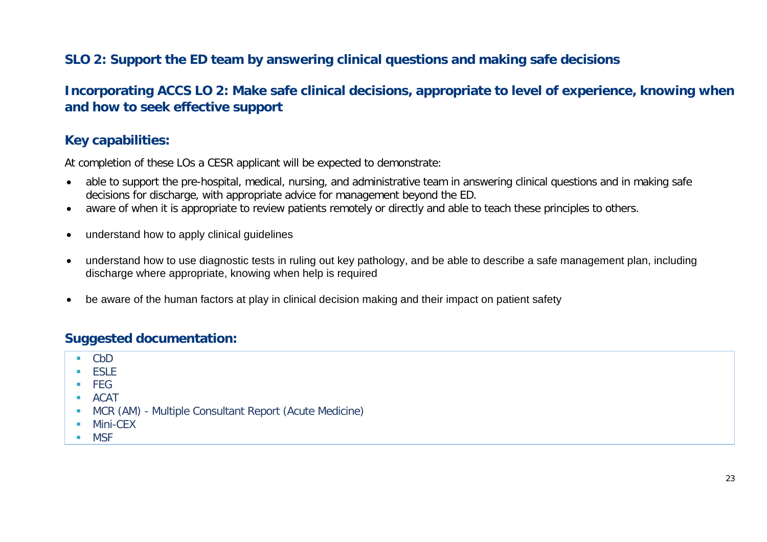## SLO 2: Support the ED team by answering clinical questions and making safe decisions

## Incorporating ACCS LO 2: Make safe clinical decisions, appropriate to level of experience, knowing when and how to seek effective support

### Key capabilities:

At completion of these LOs a CESR applicant will be expected to demonstrate:

- able to support the pre-hospital, medical, nursing, and administrative team in answering clinical questions and in making safe decisions for discharge, with appropriate advice for management beyond the ED.
- aware of when it is appropriate to review patients remotely or directly and able to teach these principles to others.
- understand how to apply clinical guidelines
- understand how to use diagnostic tests in ruling out key pathology, and be able to describe a safe management plan, including discharge where appropriate, knowing when help is required
- be aware of the human factors at play in clinical decision making and their impact on patient safety

### Suggested documentation:

- CbD
- ESLE
- FEG
- ACAT
- MCR (AM) - Multiple Consultant Report (Acute Medicine)
- Mini-CEX
- MSF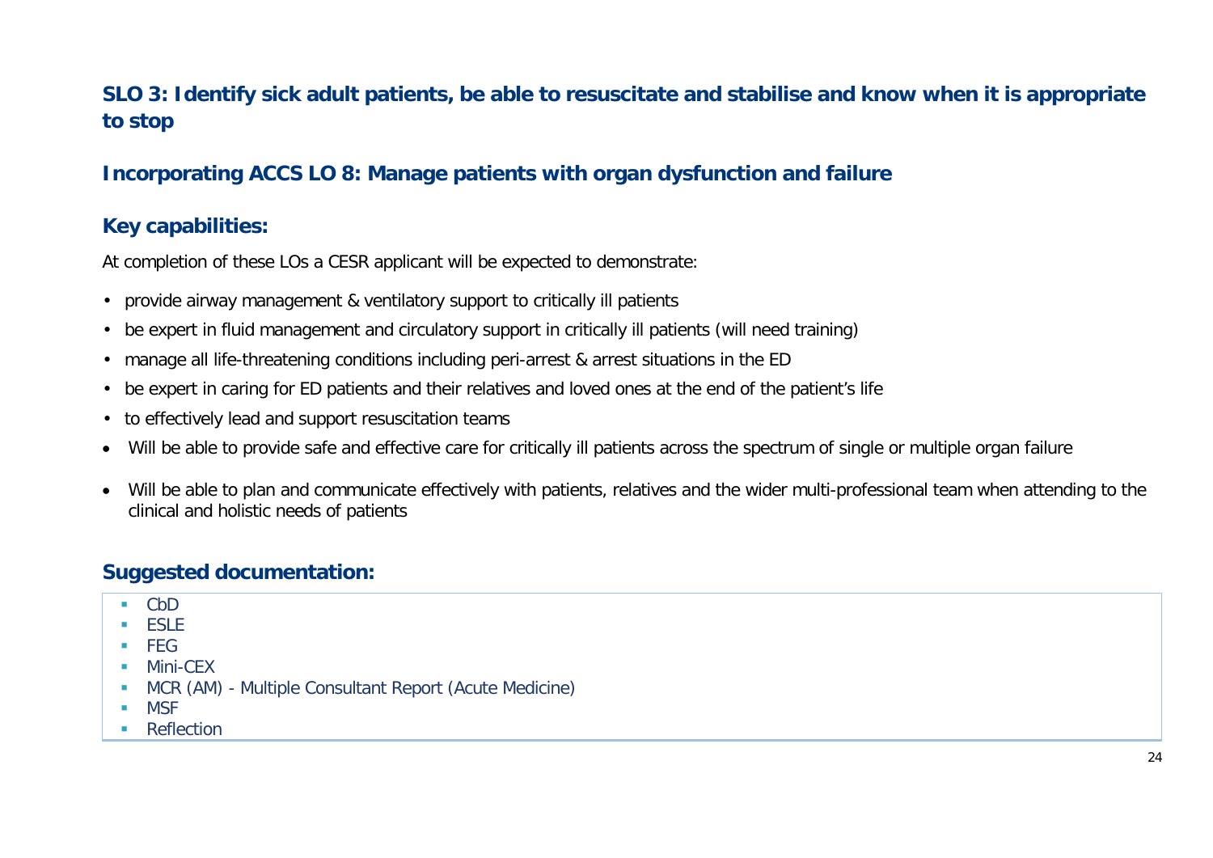## SLO 3: Identify sick adult patients, be able to resuscitate and stabilise and know when it is appropriate to stop

### Incorporating ACCS LO 8: Manage patients with organ dysfunction and failure

### Key capabilities:

At completion of these LOs a CESR applicant will be expected to demonstrate:

- provide airway management & ventilatory support to critically ill patients
- be expert in fluid management and circulatory support in critically ill patients (will need training)
- manage all life-threatening conditions including peri-arrest & arrest situations in the ED
- be expert in caring for ED patients and their relatives and loved ones at the end of the patient's life
- to effectively lead and support resuscitation teams
- Will be able to provide safe and effective care for critically ill patients across the spectrum of single or multiple organ failure
- Will be able to plan and communicate effectively with patients, relatives and the wider multi-professional team when attending to the clinical and holistic needs of patients

### Suggested documentation:

- CbD
- ESLE
- FEG
- Mini-CEX
- MCR (AM) - Multiple Consultant Report (Acute Medicine)
- MSF
- Reflection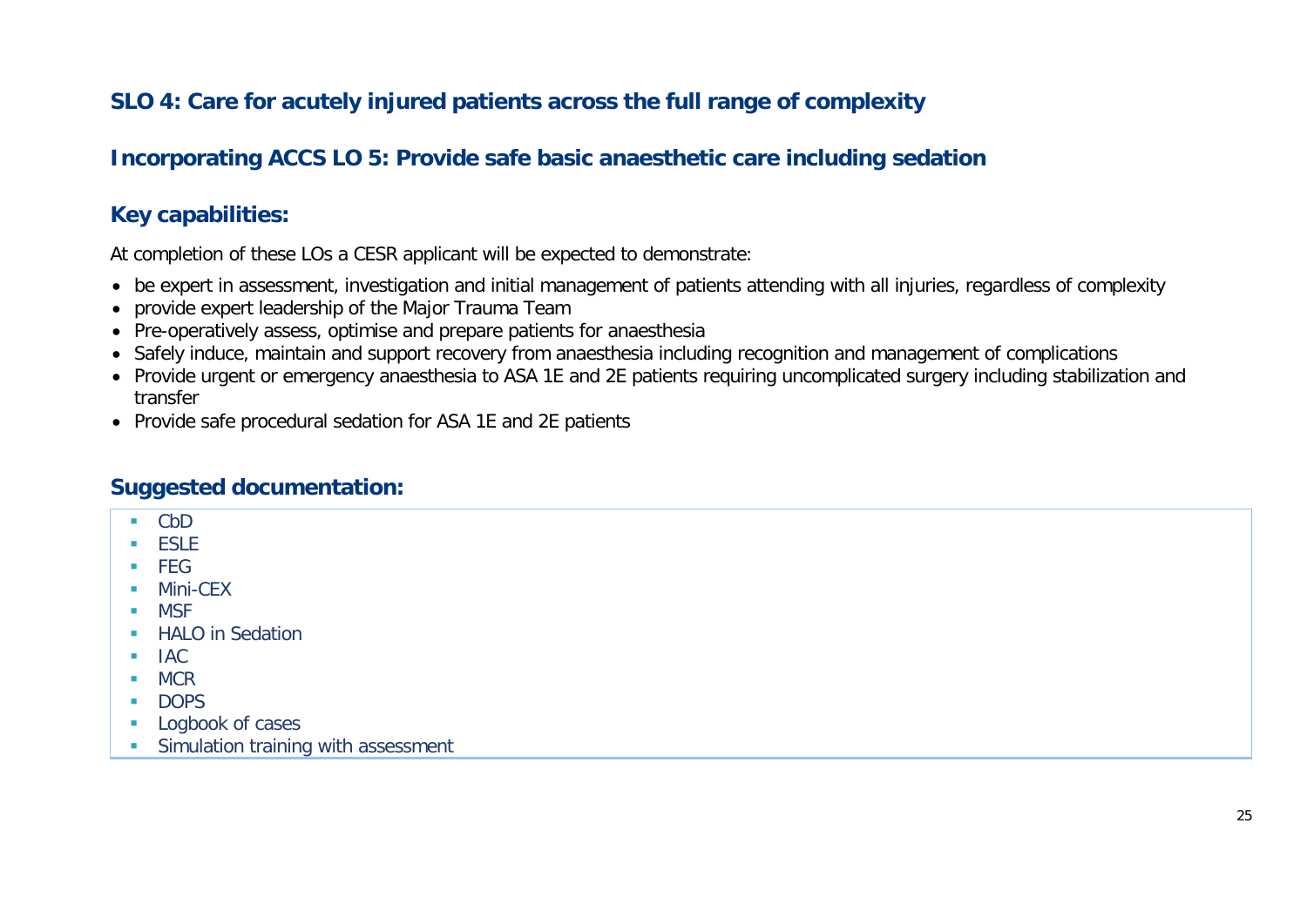## SLO 4: Care for acutely injured patients across the full range of complexity

## Incorporating ACCS LO 5: Provide safe basic anaesthetic care including sedation

### Key capabilities:

At completion of these LOs a CESR applicant will be expected to demonstrate:

- be expert in assessment, investigation and initial management of patients attending with all injuries, regardless of complexity
- provide expert leadership of the Major Trauma Team
- Pre-operatively assess, optimise and prepare patients for anaesthesia
- Safely induce, maintain and support recovery from anaesthesia including recognition and management of complications
- Provide urgent or emergency anaesthesia to ASA 1E and 2E patients requiring uncomplicated surgery including stabilization and transfer
- Provide safe procedural sedation for ASA 1E and 2E patients

### Suggested documentation:

- CbD
- ESLE
- FEG
- Mini-CEX
- MSF
- HALO in Sedation
- IAC
- MCR
- DOPS
- Logbook of cases
- Simulation training with assessment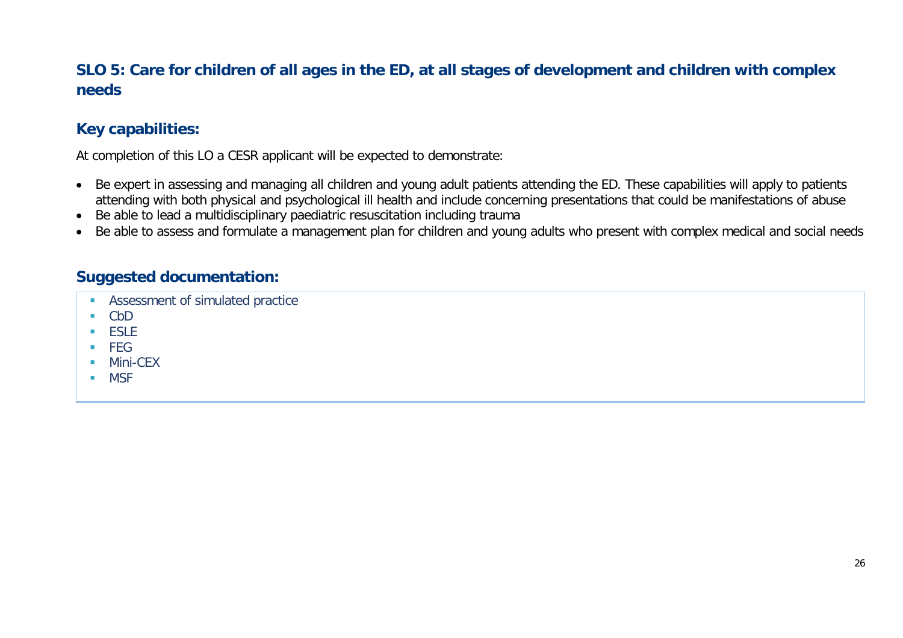## SLO 5: Care for children of all ages in the ED, at all stages of development and children with complex needs

### Key capabilities:

At completion of this LO a CESR applicant will be expected to demonstrate:

- Be expert in assessing and managing all children and young adult patients attending the ED. These capabilities will apply to patients attending with both physical and psychological ill health and include concerning presentations that could be manifestations of abuse
- Be able to lead a multidisciplinary paediatric resuscitation including trauma
- Be able to assess and formulate a management plan for children and young adults who present with complex medical and social needs

### Suggested documentation:

- Assessment of simulated practice
- CbD
- ESLE
- FEG
- Mini-CEX
- MSF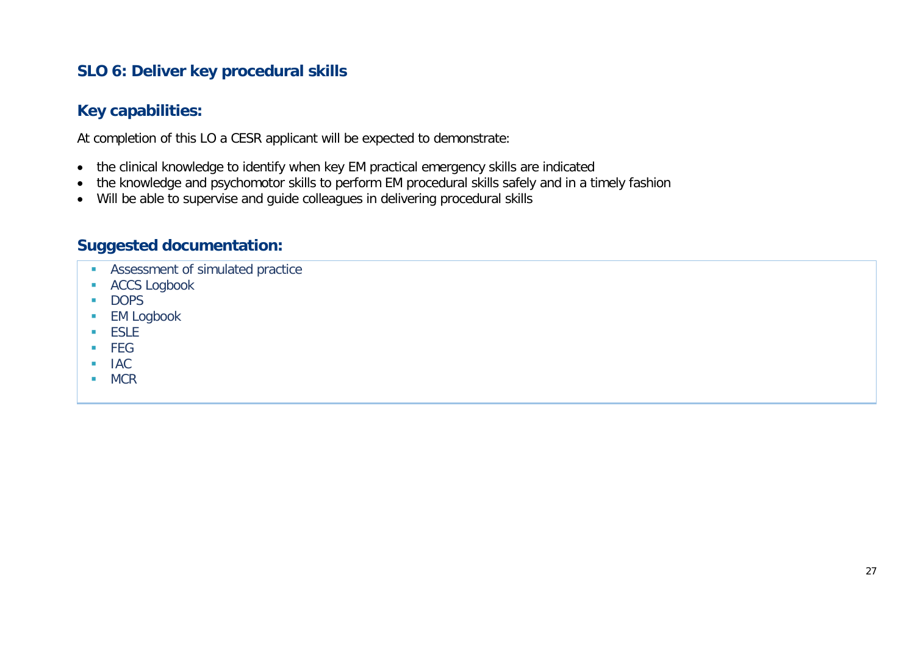## SLO 6: Deliver key procedural skills

### Key capabilities:

At completion of this LO a CESR applicant will be expected to demonstrate:

- the clinical knowledge to identify when key EM practical emergency skills are indicated
- the knowledge and psychomotor skills to perform EM procedural skills safely and in a timely fashion
- Will be able to supervise and guide colleagues in delivering procedural skills

### Suggested documentation:

- Assessment of simulated practice
- ACCS Logbook
- DOPS
- EM Logbook
- ESLE
- FEG
- IAC
- MCR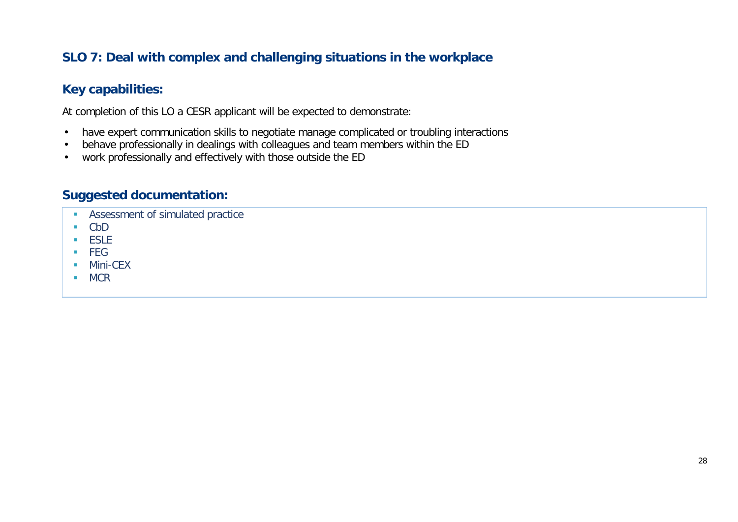## SLO 7: Deal with complex and challenging situations in the workplace

### Key capabilities:

At completion of this LO a CESR applicant will be expected to demonstrate:

- have expert communication skills to negotiate manage complicated or troubling interactions
- behave professionally in dealings with colleagues and team members within the ED
- work professionally and effectively with those outside the ED

### Suggested documentation:

- Assessment of simulated practice
- CbD
- ESLE
- FEG
- Mini-CEX
- MCR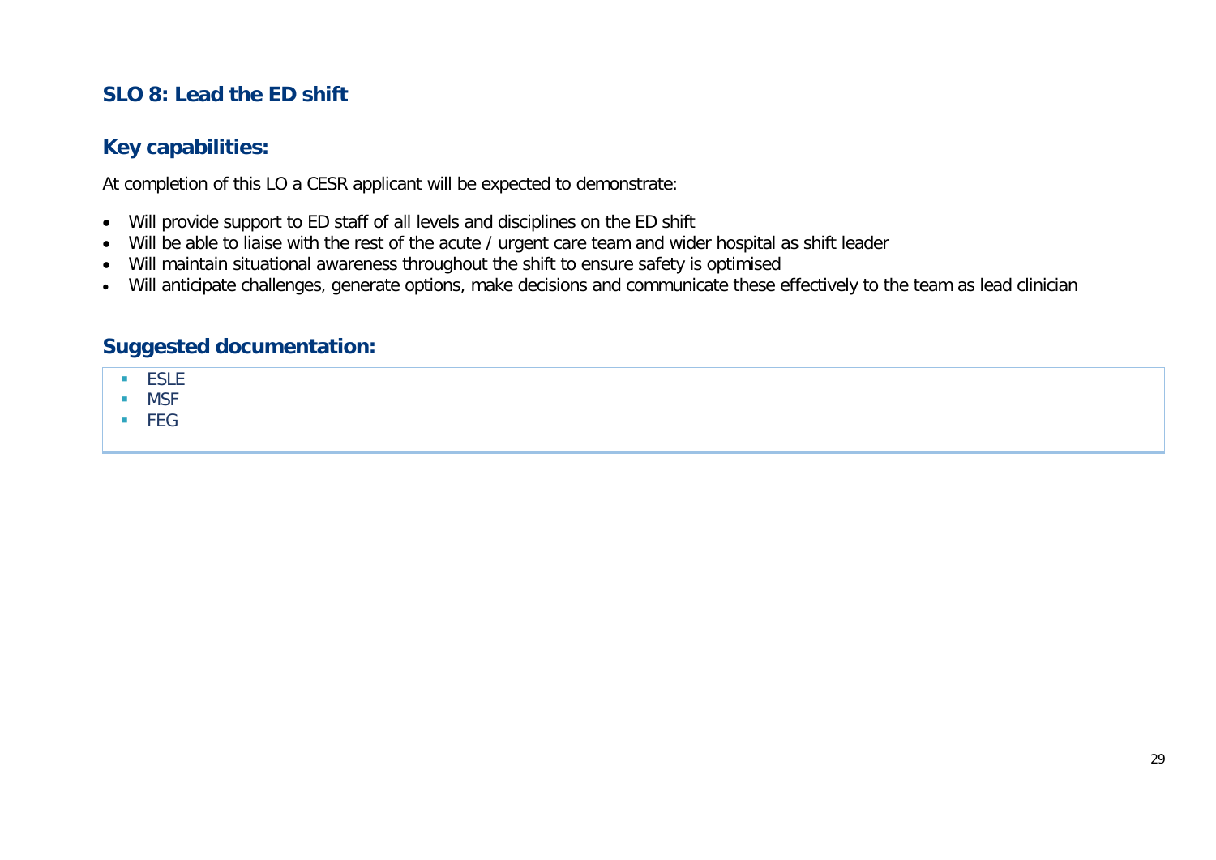## SLO 8: Lead the ED shift

### Key capabilities:

At completion of this LO a CESR applicant will be expected to demonstrate:

- Will provide support to ED staff of all levels and disciplines on the ED shift
- Will be able to liaise with the rest of the acute / urgent care team and wider hospital as shift leader
- Will maintain situational awareness throughout the shift to ensure safety is optimised
- Will anticipate challenges, generate options, make decisions and communicate these effectively to the team as lead clinician

### Suggested documentation:

- ESLE
- MSF
- FEG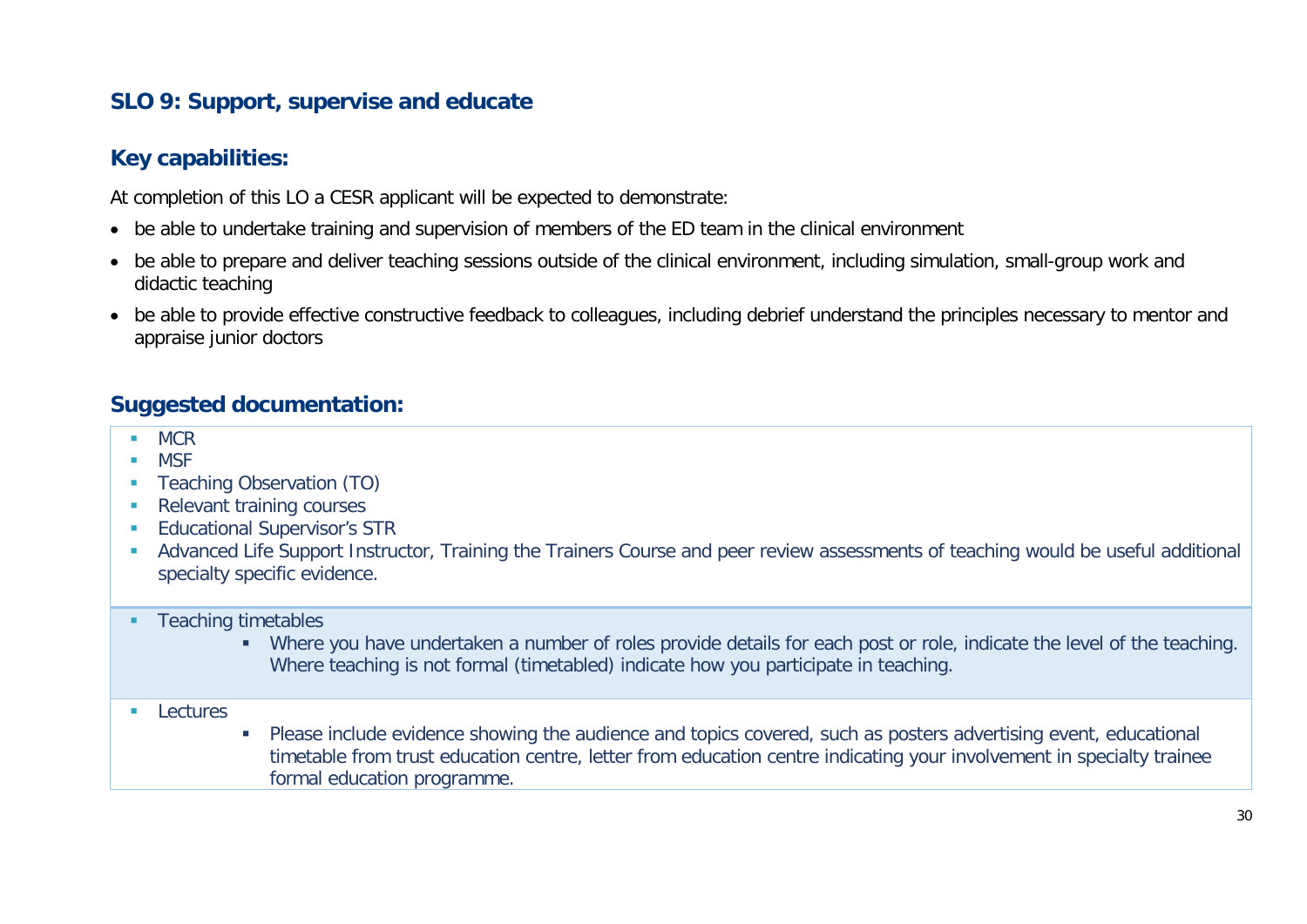## SLO 9: Support, supervise and educate

## Key capabilities:

At completion of this LO a CESR applicant will be expected to demonstrate:

- be able to undertake training and supervision of members of the ED team in the clinical environment
- be able to prepare and deliver teaching sessions outside of the clinical environment, including simulation, small-group work and didactic teaching
- be able to provide effective constructive feedback to colleagues, including debrief understand the principles necessary to mentor and appraise junior doctors

## Suggested documentation:

- MCR
- MSF
- Teaching Observation (TO)
- Relevant training courses
- Educational Supervisor's STR
- Advanced Life Support Instructor, Training the Trainers Course and peer review assessments of teaching would be useful additional specialty specific evidence.

- Teaching timetables
  - Where you have undertaken a number of roles provide details for each post or role, indicate the level of the teaching. Where teaching is not formal (timetabled) indicate how you participate in teaching.

- Lectures
  - Please include evidence showing the audience and topics covered, such as posters advertising event, educational timetable from trust education centre, letter from education centre indicating your involvement in specialty trainee formal education programme.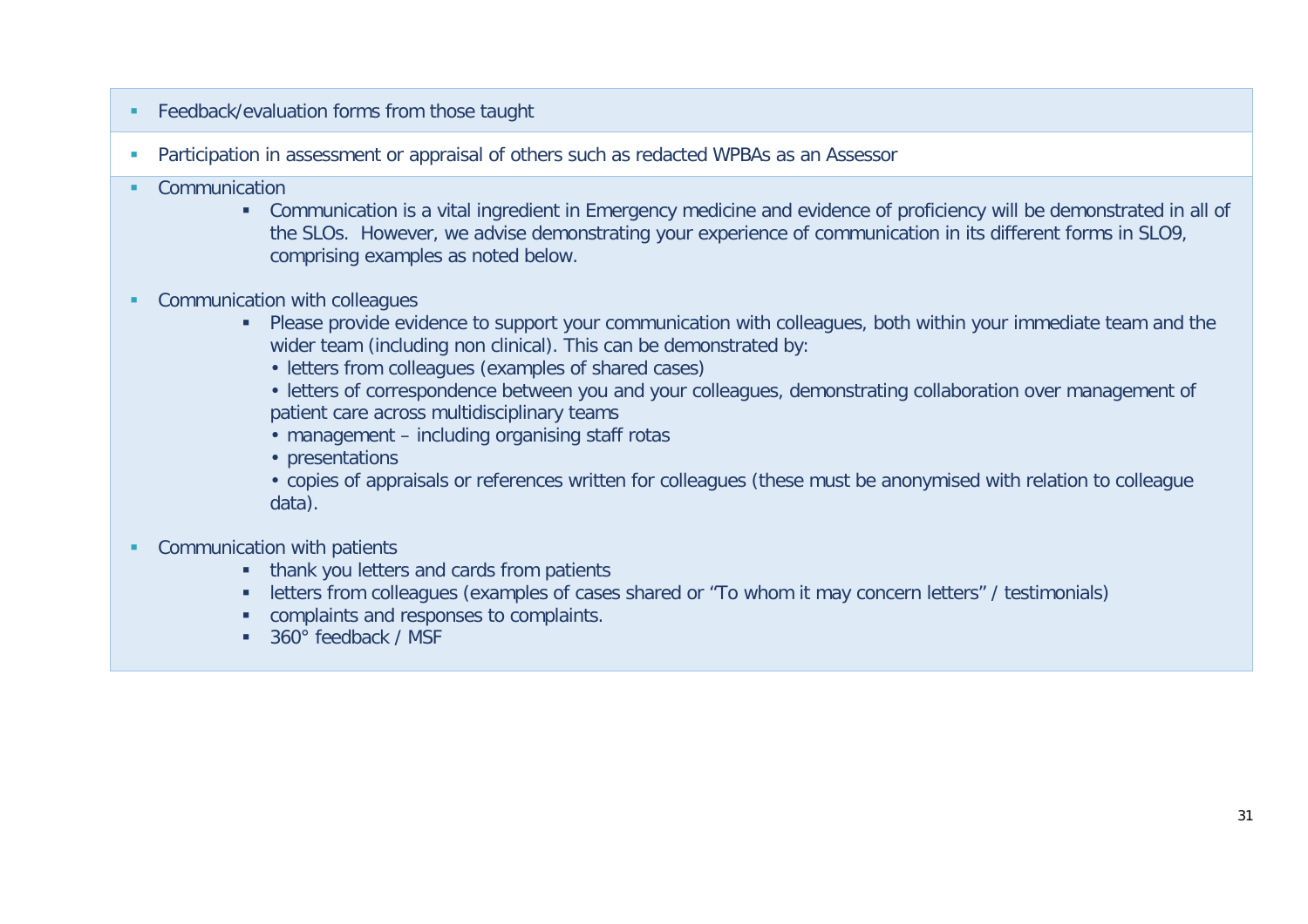- Feedback/evaluation forms from those taught

- Participation in assessment or appraisal of others such as redacted WPBAs as an Assessor

- Communication
    - Communication is a vital ingredient in Emergency medicine and evidence of proficiency will be demonstrated in all of the SLOs. However, we advise demonstrating your experience of communication in its different forms in SLO9, comprising examples as noted below.

- Communication with colleagues
    - Please provide evidence to support your communication with colleagues, both within your immediate team and the wider team (including non clinical). This can be demonstrated by:
      - letters from colleagues (examples of shared cases)
      - letters of correspondence between you and your colleagues, demonstrating collaboration over management of patient care across multidisciplinary teams
      - management – including organising staff rotas
      - presentations
      - copies of appraisals or references written for colleagues (these must be anonymised with relation to colleague data).

- Communication with patients
    - thank you letters and cards from patients
    - letters from colleagues (examples of cases shared or "To whom it may concern letters" / testimonials)
    - complaints and responses to complaints.
    - 360° feedback / MSF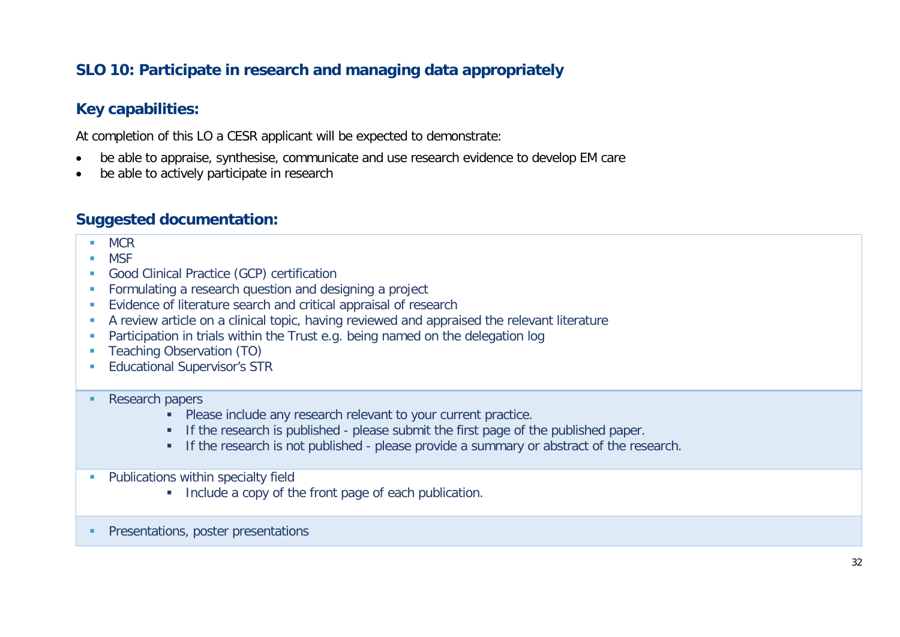## SLO 10: Participate in research and managing data appropriately

### Key capabilities:

At completion of this LO a CESR applicant will be expected to demonstrate:

- be able to appraise, synthesise, communicate and use research evidence to develop EM care
- be able to actively participate in research

### Suggested documentation:

- MCR
- MSF
- Good Clinical Practice (GCP) certification
- Formulating a research question and designing a project
- Evidence of literature search and critical appraisal of research
- A review article on a clinical topic, having reviewed and appraised the relevant literature
- Participation in trials within the Trust e.g. being named on the delegation log
- Teaching Observation (TO)
- Educational Supervisor's STR

- Research papers
  - Please include any research relevant to your current practice.
  - If the research is published - please submit the first page of the published paper.
  - If the research is not published - please provide a summary or abstract of the research.

- Publications within specialty field
  - Include a copy of the front page of each publication.

- Presentations, poster presentations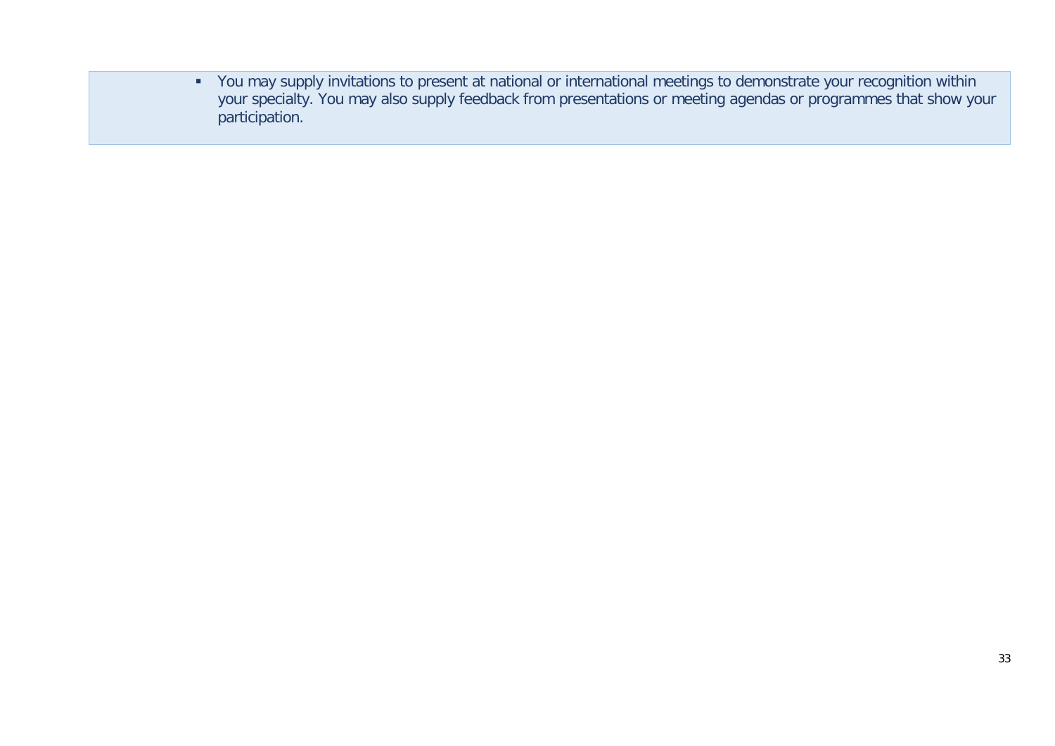- You may supply invitations to present at national or international meetings to demonstrate your recognition within your specialty. You may also supply feedback from presentations or meeting agendas or programmes that show your participation.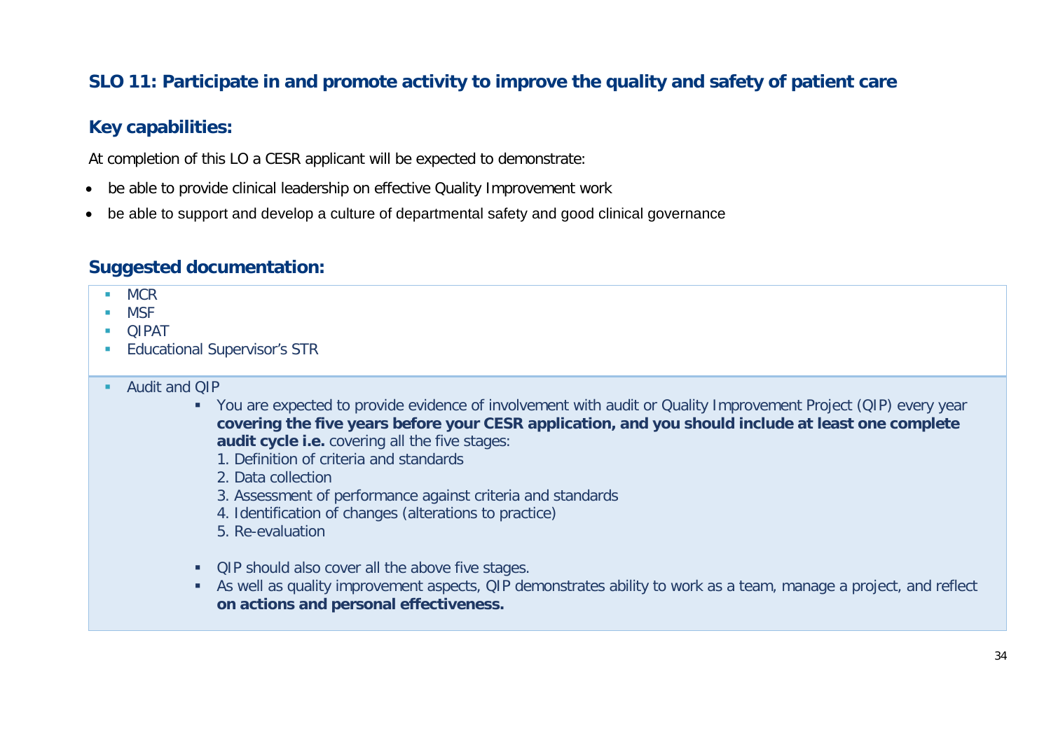## SLO 11: Participate in and promote activity to improve the quality and safety of patient care

### Key capabilities:

At completion of this LO a CESR applicant will be expected to demonstrate:

- be able to provide clinical leadership on effective Quality Improvement work
- be able to support and develop a culture of departmental safety and good clinical governance

### Suggested documentation:

- MCR
- MSF
- QIPAT
- Educational Supervisor's STR

- Audit and QIP
  - You are expected to provide evidence of involvement with audit or Quality Improvement Project (QIP) every year **covering the five years before your CESR application, and you should include at least one complete audit cycle i.e.** covering all the five stages:
    1. Definition of criteria and standards
    2. Data collection
    3. Assessment of performance against criteria and standards
    4. Identification of changes (alterations to practice)
    5. Re-evaluation
  - QIP should also cover all the above five stages.
  - As well as quality improvement aspects, QIP demonstrates ability to work as a team, manage a project, and reflect **on actions and personal effectiveness.**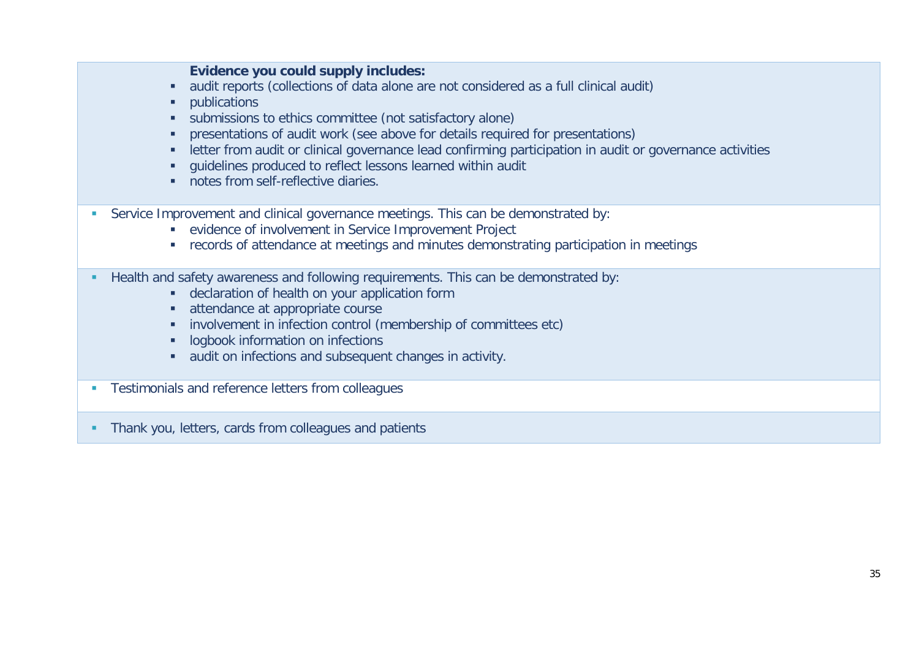**Evidence you could supply includes:**

- audit reports (collections of data alone are not considered as a full clinical audit)
- publications
- submissions to ethics committee (not satisfactory alone)
- presentations of audit work (see above for details required for presentations)
- letter from audit or clinical governance lead confirming participation in audit or governance activities
- guidelines produced to reflect lessons learned within audit
- notes from self-reflective diaries.

- Service Improvement and clinical governance meetings. This can be demonstrated by:
  - evidence of involvement in Service Improvement Project
  - records of attendance at meetings and minutes demonstrating participation in meetings
- Health and safety awareness and following requirements. This can be demonstrated by:
  - declaration of health on your application form
  - attendance at appropriate course
  - involvement in infection control (membership of committees etc)
  - logbook information on infections
  - audit on infections and subsequent changes in activity.
- Testimonials and reference letters from colleagues
- Thank you, letters, cards from colleagues and patients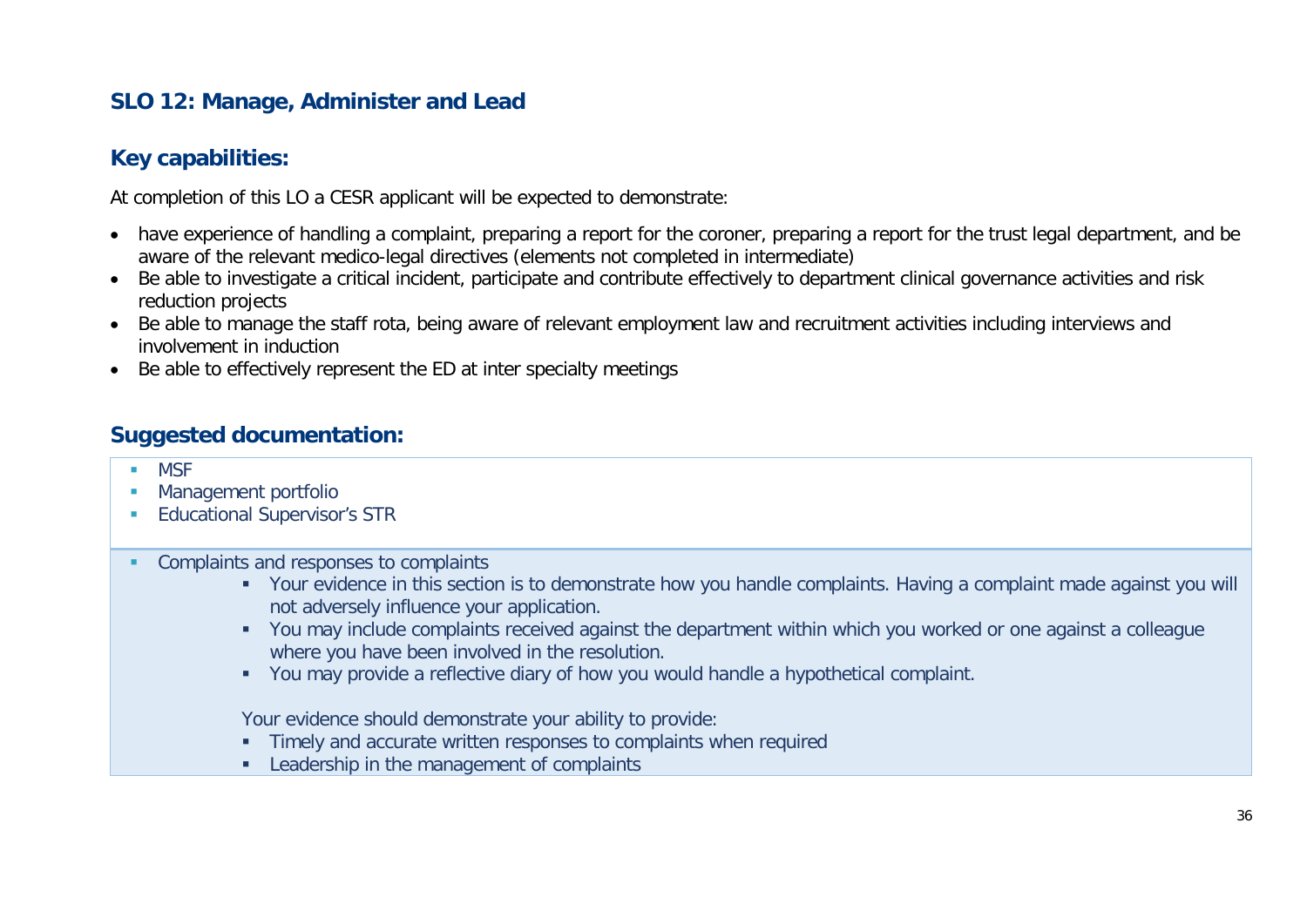## SLO 12: Manage, Administer and Lead

### Key capabilities:

At completion of this LO a CESR applicant will be expected to demonstrate:

- have experience of handling a complaint, preparing a report for the coroner, preparing a report for the trust legal department, and be aware of the relevant medico-legal directives (elements not completed in intermediate)
- Be able to investigate a critical incident, participate and contribute effectively to department clinical governance activities and risk reduction projects
- Be able to manage the staff rota, being aware of relevant employment law and recruitment activities including interviews and involvement in induction
- Be able to effectively represent the ED at inter specialty meetings

### Suggested documentation:

- MSF
- Management portfolio
- Educational Supervisor's STR

- Complaints and responses to complaints
  - Your evidence in this section is to demonstrate how you handle complaints. Having a complaint made against you will not adversely influence your application.
  - You may include complaints received against the department within which you worked or one against a colleague where you have been involved in the resolution.
  - You may provide a reflective diary of how you would handle a hypothetical complaint.

  Your evidence should demonstrate your ability to provide:
  - Timely and accurate written responses to complaints when required
  - Leadership in the management of complaints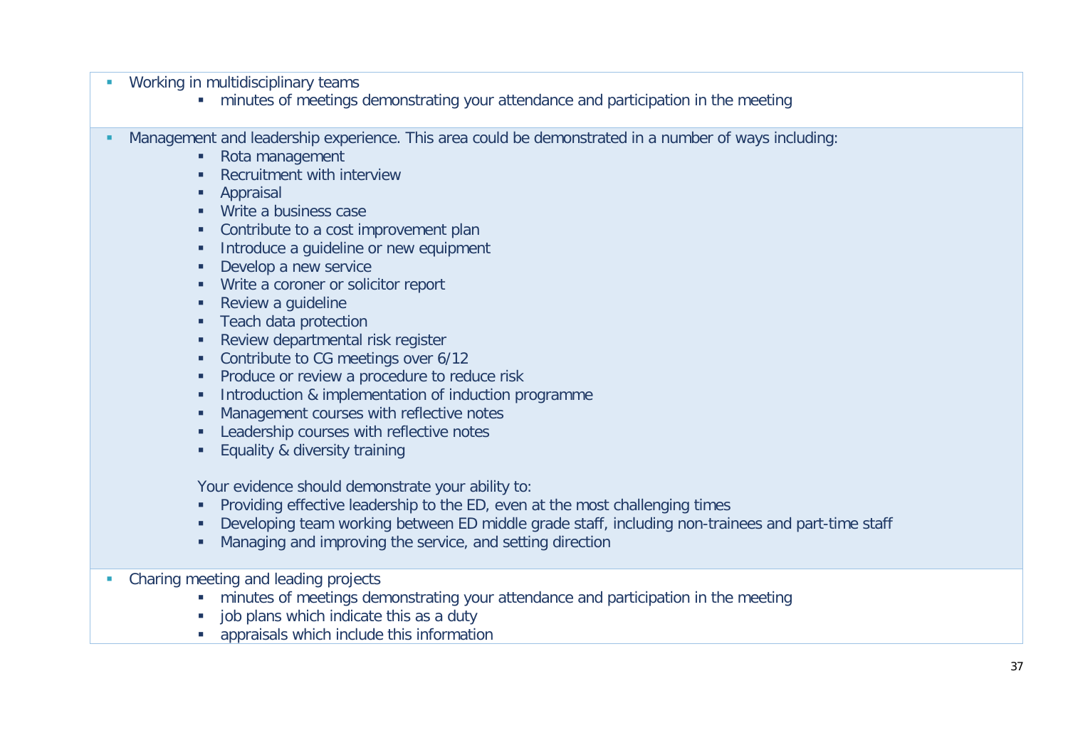- Working in multidisciplinary teams
  - minutes of meetings demonstrating your attendance and participation in the meeting

- Management and leadership experience. This area could be demonstrated in a number of ways including:
  - Rota management
  - Recruitment with interview
  - Appraisal
  - Write a business case
  - Contribute to a cost improvement plan
  - Introduce a guideline or new equipment
  - Develop a new service
  - Write a coroner or solicitor report
  - Review a guideline
  - Teach data protection
  - Review departmental risk register
  - Contribute to CG meetings over 6/12
  - Produce or review a procedure to reduce risk
  - Introduction & implementation of induction programme
  - Management courses with reflective notes
  - Leadership courses with reflective notes
  - Equality & diversity training

  Your evidence should demonstrate your ability to:
  - Providing effective leadership to the ED, even at the most challenging times
  - Developing team working between ED middle grade staff, including non-trainees and part-time staff
  - Managing and improving the service, and setting direction

- Charing meeting and leading projects
  - minutes of meetings demonstrating your attendance and participation in the meeting
  - job plans which indicate this as a duty
  - appraisals which include this information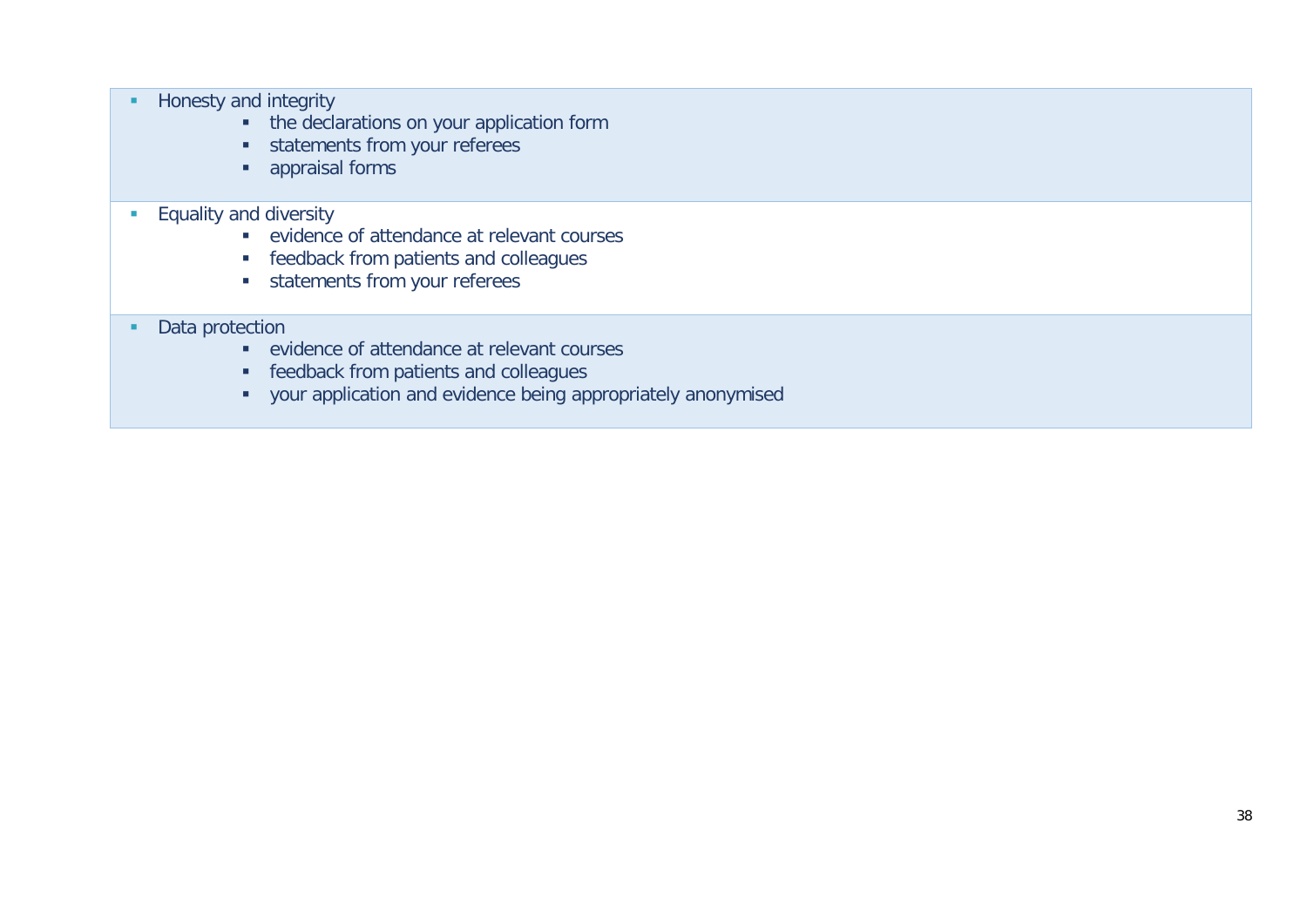- Honesty and integrity
    - the declarations on your application form
    - statements from your referees
    - appraisal forms

- Equality and diversity
    - evidence of attendance at relevant courses
    - feedback from patients and colleagues
    - statements from your referees

- Data protection
    - evidence of attendance at relevant courses
    - feedback from patients and colleagues
    - your application and evidence being appropriately anonymised